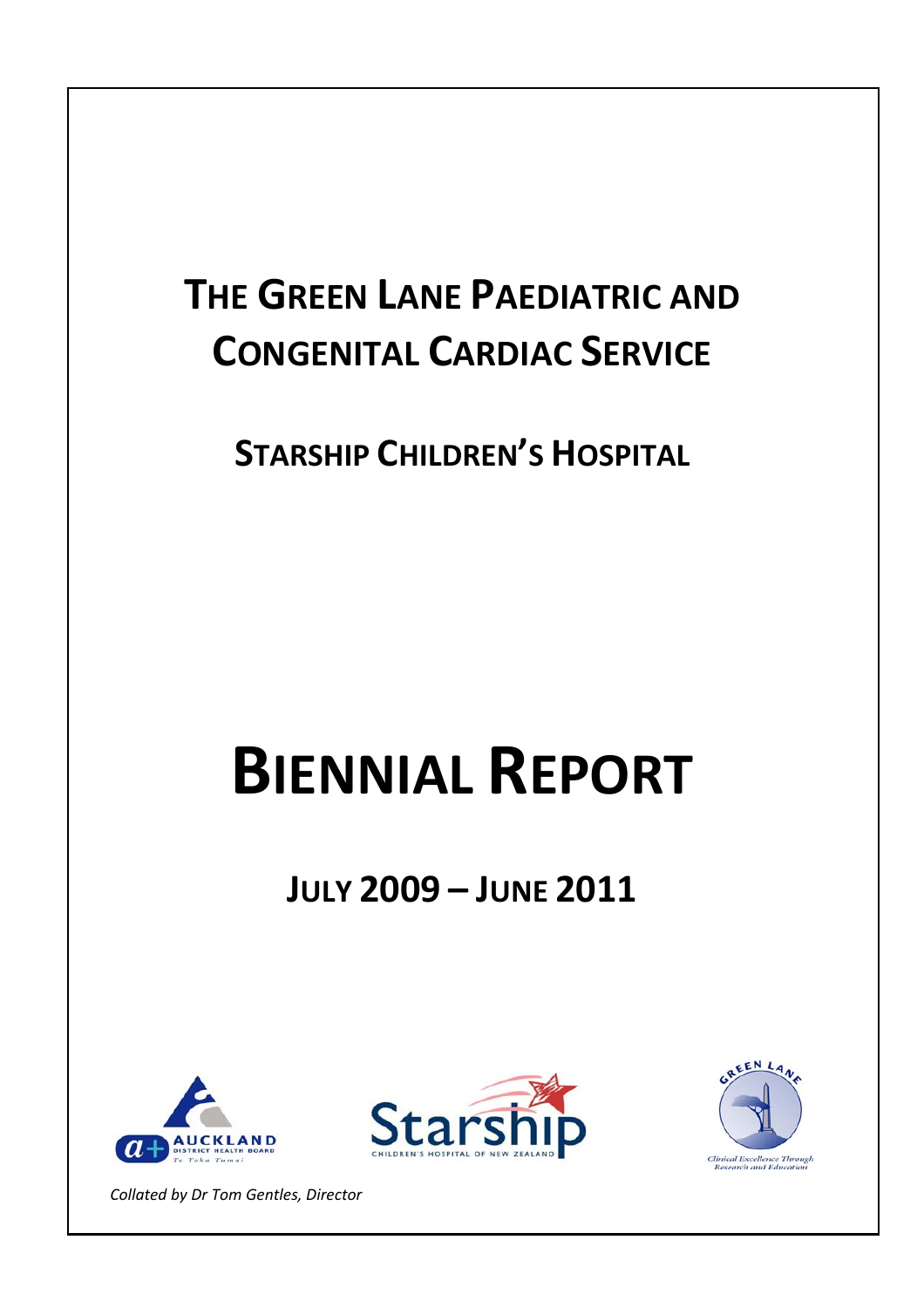# The Green Lane Paediatric and Congenital Cardiac Service

## Starship Children's Hospital

# Biennial Report

## July 2009 – June 2011

*Collated by Dr Tom Gentles, Director*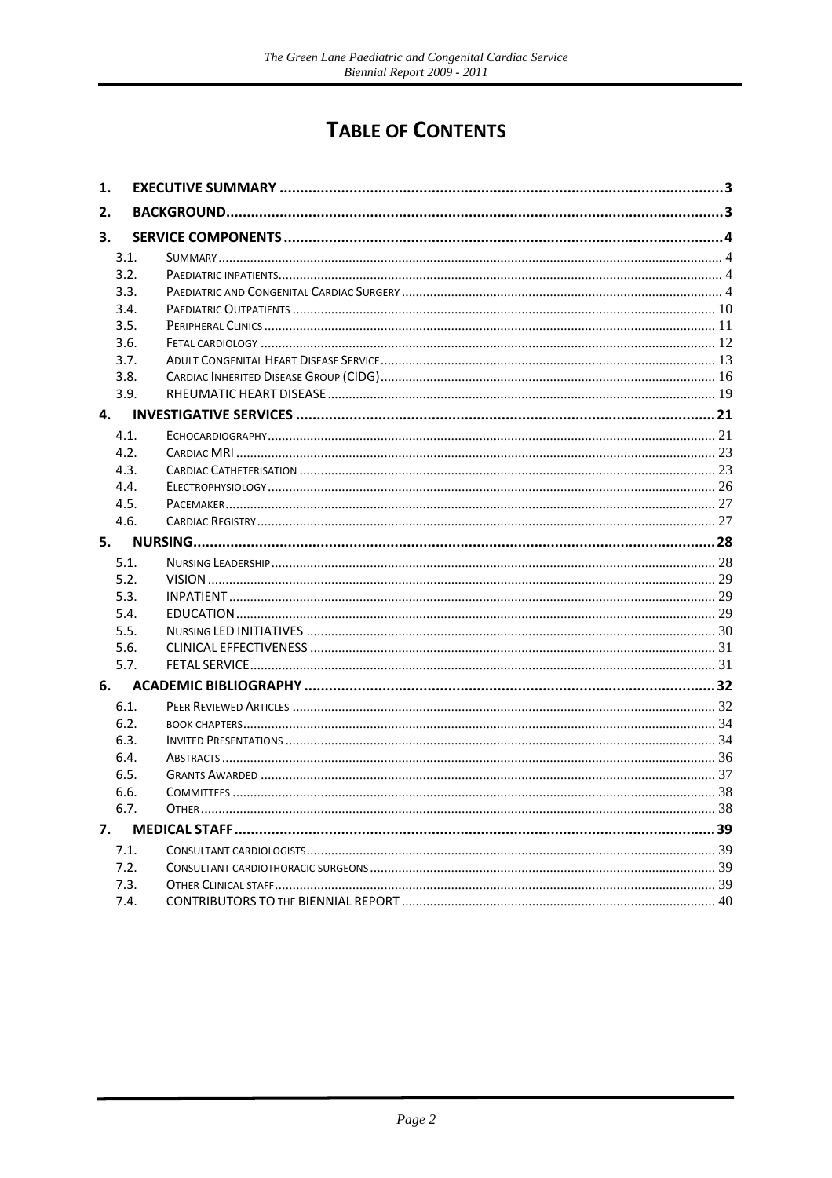# TABLE OF CONTENTS

1. EXECUTIVE SUMMARY ..... 3
2. BACKGROUND ..... 3
3. SERVICE COMPONENTS ..... 4
   - 3.1. SUMMARY ..... 4
   - 3.2. PAEDIATRIC INPATIENTS ..... 4
   - 3.3. PAEDIATRIC AND CONGENITAL CARDIAC SURGERY ..... 4
   - 3.4. PAEDIATRIC OUTPATIENTS ..... 10
   - 3.5. PERIPHERAL CLINICS ..... 11
   - 3.6. FETAL CARDIOLOGY ..... 12
   - 3.7. ADULT CONGENITAL HEART DISEASE SERVICE ..... 13
   - 3.8. CARDIAC INHERITED DISEASE GROUP (CIDG) ..... 16
   - 3.9. RHEUMATIC HEART DISEASE ..... 19
4. INVESTIGATIVE SERVICES ..... 21
   - 4.1. ECHOCARDIOGRAPHY ..... 21
   - 4.2. CARDIAC MRI ..... 23
   - 4.3. CARDIAC CATHETERISATION ..... 23
   - 4.4. ELECTROPHYSIOLOGY ..... 26
   - 4.5. PACEMAKER ..... 27
   - 4.6. CARDIAC REGISTRY ..... 27
5. NURSING ..... 28
   - 5.1. NURSING LEADERSHIP ..... 28
   - 5.2. VISION ..... 29
   - 5.3. INPATIENT ..... 29
   - 5.4. EDUCATION ..... 29
   - 5.5. NURSING LED INITIATIVES ..... 30
   - 5.6. CLINICAL EFFECTIVENESS ..... 31
   - 5.7. FETAL SERVICE ..... 31
6. ACADEMIC BIBLIOGRAPHY ..... 32
   - 6.1. PEER REVIEWED ARTICLES ..... 32
   - 6.2. BOOK CHAPTERS ..... 34
   - 6.3. INVITED PRESENTATIONS ..... 34
   - 6.4. ABSTRACTS ..... 36
   - 6.5. GRANTS AWARDED ..... 37
   - 6.6. COMMITTEES ..... 38
   - 6.7. OTHER ..... 38
7. MEDICAL STAFF ..... 39
   - 7.1. CONSULTANT CARDIOLOGISTS ..... 39
   - 7.2. CONSULTANT CARDIOTHORACIC SURGEONS ..... 39
   - 7.3. OTHER CLINICAL STAFF ..... 39
   - 7.4. CONTRIBUTORS TO THE BIENNIAL REPORT ..... 40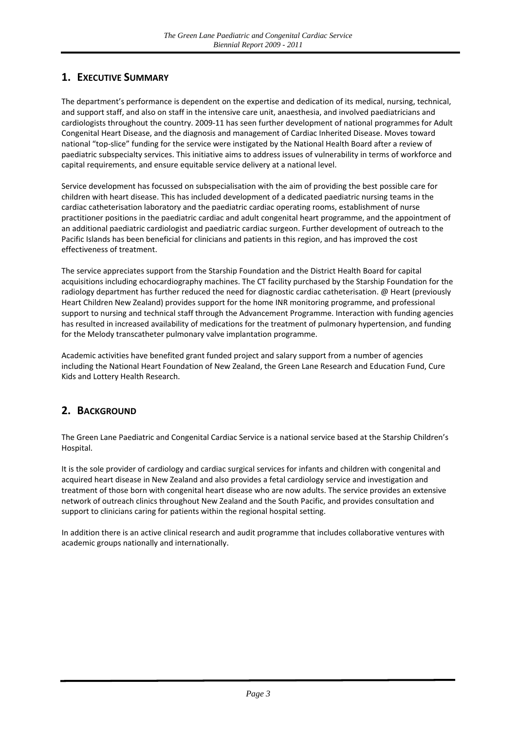## 1. Executive Summary

The department's performance is dependent on the expertise and dedication of its medical, nursing, technical, and support staff, and also on staff in the intensive care unit, anaesthesia, and involved paediatricians and cardiologists throughout the country. 2009-11 has seen further development of national programmes for Adult Congenital Heart Disease, and the diagnosis and management of Cardiac Inherited Disease. Moves toward national "top-slice" funding for the service were instigated by the National Health Board after a review of paediatric subspecialty services. This initiative aims to address issues of vulnerability in terms of workforce and capital requirements, and ensure equitable service delivery at a national level.

Service development has focussed on subspecialisation with the aim of providing the best possible care for children with heart disease. This has included development of a dedicated paediatric nursing teams in the cardiac catheterisation laboratory and the paediatric cardiac operating rooms, establishment of nurse practitioner positions in the paediatric cardiac and adult congenital heart programme, and the appointment of an additional paediatric cardiologist and paediatric cardiac surgeon. Further development of outreach to the Pacific Islands has been beneficial for clinicians and patients in this region, and has improved the cost effectiveness of treatment.

The service appreciates support from the Starship Foundation and the District Health Board for capital acquisitions including echocardiography machines. The CT facility purchased by the Starship Foundation for the radiology department has further reduced the need for diagnostic cardiac catheterisation. @ Heart (previously Heart Children New Zealand) provides support for the home INR monitoring programme, and professional support to nursing and technical staff through the Advancement Programme. Interaction with funding agencies has resulted in increased availability of medications for the treatment of pulmonary hypertension, and funding for the Melody transcatheter pulmonary valve implantation programme.

Academic activities have benefited grant funded project and salary support from a number of agencies including the National Heart Foundation of New Zealand, the Green Lane Research and Education Fund, Cure Kids and Lottery Health Research.

## 2. Background

The Green Lane Paediatric and Congenital Cardiac Service is a national service based at the Starship Children's Hospital.

It is the sole provider of cardiology and cardiac surgical services for infants and children with congenital and acquired heart disease in New Zealand and also provides a fetal cardiology service and investigation and treatment of those born with congenital heart disease who are now adults. The service provides an extensive network of outreach clinics throughout New Zealand and the South Pacific, and provides consultation and support to clinicians caring for patients within the regional hospital setting.

In addition there is an active clinical research and audit programme that includes collaborative ventures with academic groups nationally and internationally.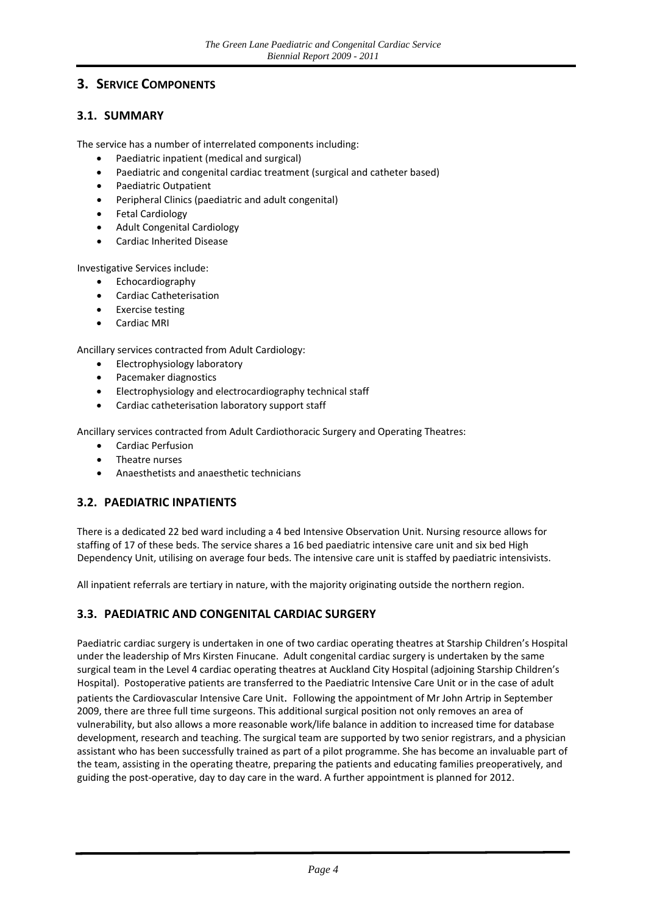# 3. SERVICE COMPONENTS

## 3.1. SUMMARY

The service has a number of interrelated components including:

- Paediatric inpatient (medical and surgical)
- Paediatric and congenital cardiac treatment (surgical and catheter based)
- Paediatric Outpatient
- Peripheral Clinics (paediatric and adult congenital)
- Fetal Cardiology
- Adult Congenital Cardiology
- Cardiac Inherited Disease

Investigative Services include:

- Echocardiography
- Cardiac Catheterisation
- Exercise testing
- Cardiac MRI

Ancillary services contracted from Adult Cardiology:

- Electrophysiology laboratory
- Pacemaker diagnostics
- Electrophysiology and electrocardiography technical staff
- Cardiac catheterisation laboratory support staff

Ancillary services contracted from Adult Cardiothoracic Surgery and Operating Theatres:

- Cardiac Perfusion
- Theatre nurses
- Anaesthetists and anaesthetic technicians

## 3.2. PAEDIATRIC INPATIENTS

There is a dedicated 22 bed ward including a 4 bed Intensive Observation Unit. Nursing resource allows for staffing of 17 of these beds. The service shares a 16 bed paediatric intensive care unit and six bed High Dependency Unit, utilising on average four beds. The intensive care unit is staffed by paediatric intensivists.

All inpatient referrals are tertiary in nature, with the majority originating outside the northern region.

## 3.3. PAEDIATRIC AND CONGENITAL CARDIAC SURGERY

Paediatric cardiac surgery is undertaken in one of two cardiac operating theatres at Starship Children's Hospital under the leadership of Mrs Kirsten Finucane. Adult congenital cardiac surgery is undertaken by the same surgical team in the Level 4 cardiac operating theatres at Auckland City Hospital (adjoining Starship Children's Hospital). Postoperative patients are transferred to the Paediatric Intensive Care Unit or in the case of adult patients the Cardiovascular Intensive Care Unit. Following the appointment of Mr John Artrip in September 2009, there are three full time surgeons. This additional surgical position not only removes an area of vulnerability, but also allows a more reasonable work/life balance in addition to increased time for database development, research and teaching. The surgical team are supported by two senior registrars, and a physician assistant who has been successfully trained as part of a pilot programme. She has become an invaluable part of the team, assisting in the operating theatre, preparing the patients and educating families preoperatively, and guiding the post-operative, day to day care in the ward. A further appointment is planned for 2012.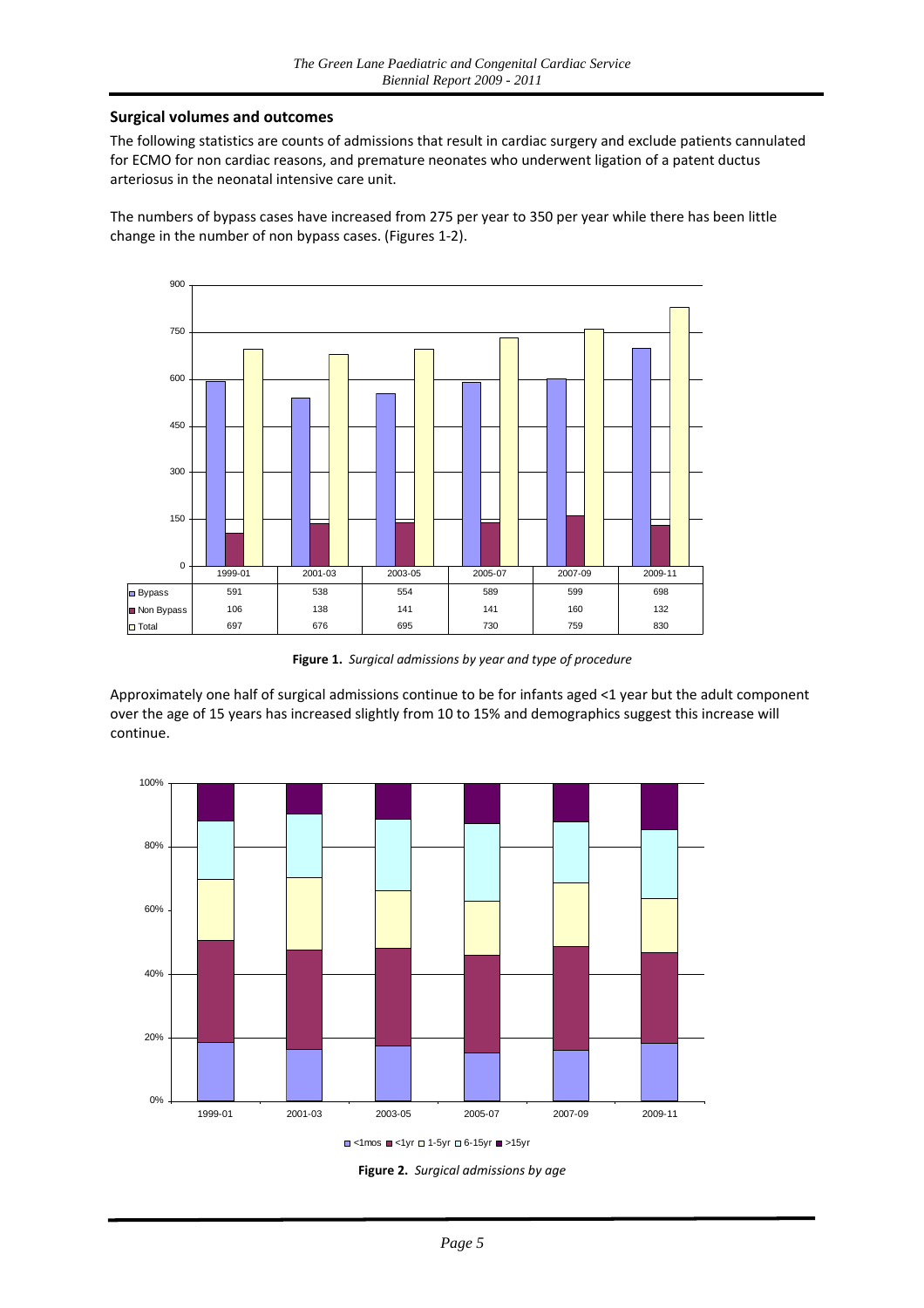## Surgical volumes and outcomes

The following statistics are counts of admissions that result in cardiac surgery and exclude patients cannulated for ECMO for non cardiac reasons, and premature neonates who underwent ligation of a patent ductus arteriosus in the neonatal intensive care unit.

The numbers of bypass cases have increased from 275 per year to 350 per year while there has been little change in the number of non bypass cases. (Figures 1-2).

| | 1999-01 | 2001-03 | 2003-05 | 2005-07 | 2007-09 | 2009-11 |
|---|---|---|---|---|---|---|
| Bypass | 591 | 538 | 554 | 589 | 599 | 698 |
| Non Bypass | 106 | 138 | 141 | 141 | 160 | 132 |
| Total | 697 | 676 | 695 | 730 | 759 | 830 |

**Figure 1.** *Surgical admissions by year and type of procedure*

Approximately one half of surgical admissions continue to be for infants aged <1 year but the adult component over the age of 15 years has increased slightly from 10 to 15% and demographics suggest this increase will continue.

**Figure 2.** *Surgical admissions by age*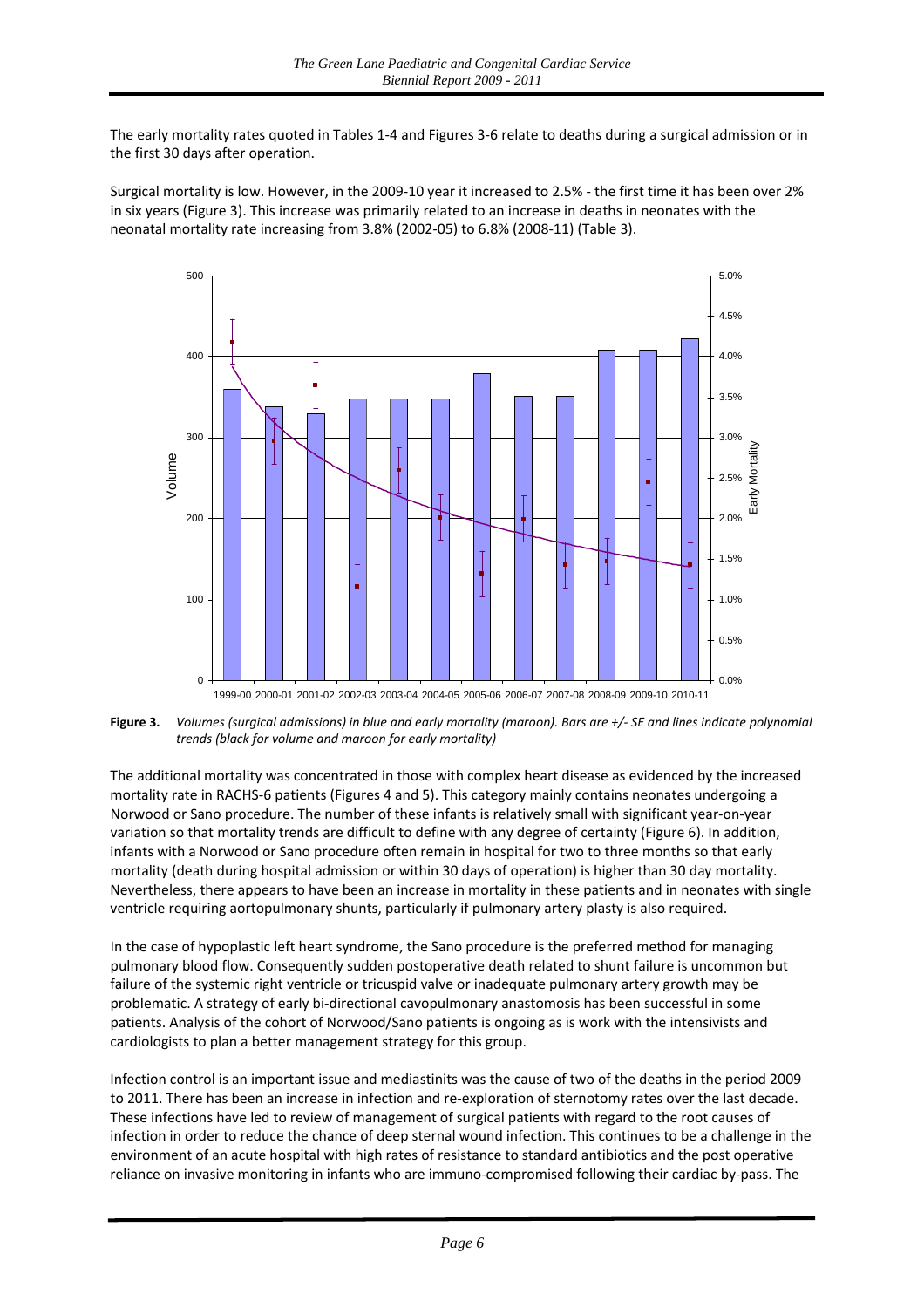The early mortality rates quoted in Tables 1-4 and Figures 3-6 relate to deaths during a surgical admission or in the first 30 days after operation.

Surgical mortality is low. However, in the 2009-10 year it increased to 2.5% - the first time it has been over 2% in six years (Figure 3). This increase was primarily related to an increase in deaths in neonates with the neonatal mortality rate increasing from 3.8% (2002-05) to 6.8% (2008-11) (Table 3).

**Figure 3.** *Volumes (surgical admissions) in blue and early mortality (maroon). Bars are +/- SE and lines indicate polynomial trends (black for volume and maroon for early mortality)*

The additional mortality was concentrated in those with complex heart disease as evidenced by the increased mortality rate in RACHS-6 patients (Figures 4 and 5). This category mainly contains neonates undergoing a Norwood or Sano procedure. The number of these infants is relatively small with significant year-on-year variation so that mortality trends are difficult to define with any degree of certainty (Figure 6). In addition, infants with a Norwood or Sano procedure often remain in hospital for two to three months so that early mortality (death during hospital admission or within 30 days of operation) is higher than 30 day mortality. Nevertheless, there appears to have been an increase in mortality in these patients and in neonates with single ventricle requiring aortopulmonary shunts, particularly if pulmonary artery plasty is also required.

In the case of hypoplastic left heart syndrome, the Sano procedure is the preferred method for managing pulmonary blood flow. Consequently sudden postoperative death related to shunt failure is uncommon but failure of the systemic right ventricle or tricuspid valve or inadequate pulmonary artery growth may be problematic. A strategy of early bi-directional cavopulmonary anastomosis has been successful in some patients. Analysis of the cohort of Norwood/Sano patients is ongoing as is work with the intensivists and cardiologists to plan a better management strategy for this group.

Infection control is an important issue and mediastinits was the cause of two of the deaths in the period 2009 to 2011. There has been an increase in infection and re-exploration of sternotomy rates over the last decade. These infections have led to review of management of surgical patients with regard to the root causes of infection in order to reduce the chance of deep sternal wound infection. This continues to be a challenge in the environment of an acute hospital with high rates of resistance to standard antibiotics and the post operative reliance on invasive monitoring in infants who are immuno-compromised following their cardiac by-pass. The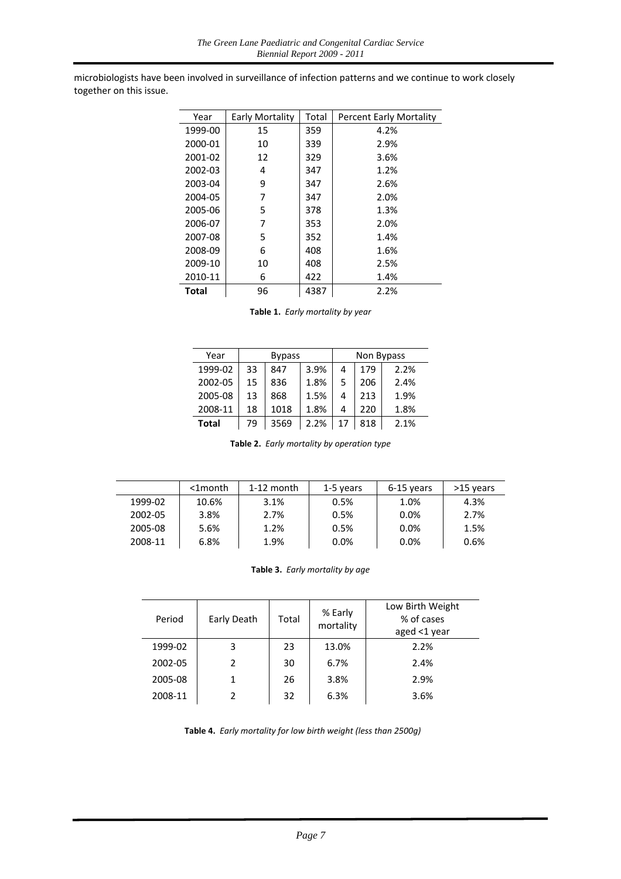microbiologists have been involved in surveillance of infection patterns and we continue to work closely together on this issue.

| Year | Early Mortality | Total | Percent Early Mortality |
|---|---|---|---|
| 1999-00 | 15 | 359 | 4.2% |
| 2000-01 | 10 | 339 | 2.9% |
| 2001-02 | 12 | 329 | 3.6% |
| 2002-03 | 4 | 347 | 1.2% |
| 2003-04 | 9 | 347 | 2.6% |
| 2004-05 | 7 | 347 | 2.0% |
| 2005-06 | 5 | 378 | 1.3% |
| 2006-07 | 7 | 353 | 2.0% |
| 2007-08 | 5 | 352 | 1.4% |
| 2008-09 | 6 | 408 | 1.6% |
| 2009-10 | 10 | 408 | 2.5% |
| 2010-11 | 6 | 422 | 1.4% |
| **Total** | 96 | 4387 | 2.2% |

**Table 1.** *Early mortality by year*

| Year | Bypass | | | Non Bypass | | |
|---|---|---|---|---|---|---|
| 1999-02 | 33 | 847 | 3.9% | 4 | 179 | 2.2% |
| 2002-05 | 15 | 836 | 1.8% | 5 | 206 | 2.4% |
| 2005-08 | 13 | 868 | 1.5% | 4 | 213 | 1.9% |
| 2008-11 | 18 | 1018 | 1.8% | 4 | 220 | 1.8% |
| **Total** | 79 | 3569 | 2.2% | 17 | 818 | 2.1% |

**Table 2.** *Early mortality by operation type*

| | <1month | 1-12 month | 1-5 years | 6-15 years | >15 years |
|---|---|---|---|---|---|
| 1999-02 | 10.6% | 3.1% | 0.5% | 1.0% | 4.3% |
| 2002-05 | 3.8% | 2.7% | 0.5% | 0.0% | 2.7% |
| 2005-08 | 5.6% | 1.2% | 0.5% | 0.0% | 1.5% |
| 2008-11 | 6.8% | 1.9% | 0.0% | 0.0% | 0.6% |

**Table 3.** *Early mortality by age*

| Period | Early Death | Total | % Early mortality | Low Birth Weight % of cases aged <1 year |
|---|---|---|---|---|
| 1999-02 | 3 | 23 | 13.0% | 2.2% |
| 2002-05 | 2 | 30 | 6.7% | 2.4% |
| 2005-08 | 1 | 26 | 3.8% | 2.9% |
| 2008-11 | 2 | 32 | 6.3% | 3.6% |

**Table 4.** *Early mortality for low birth weight (less than 2500g)*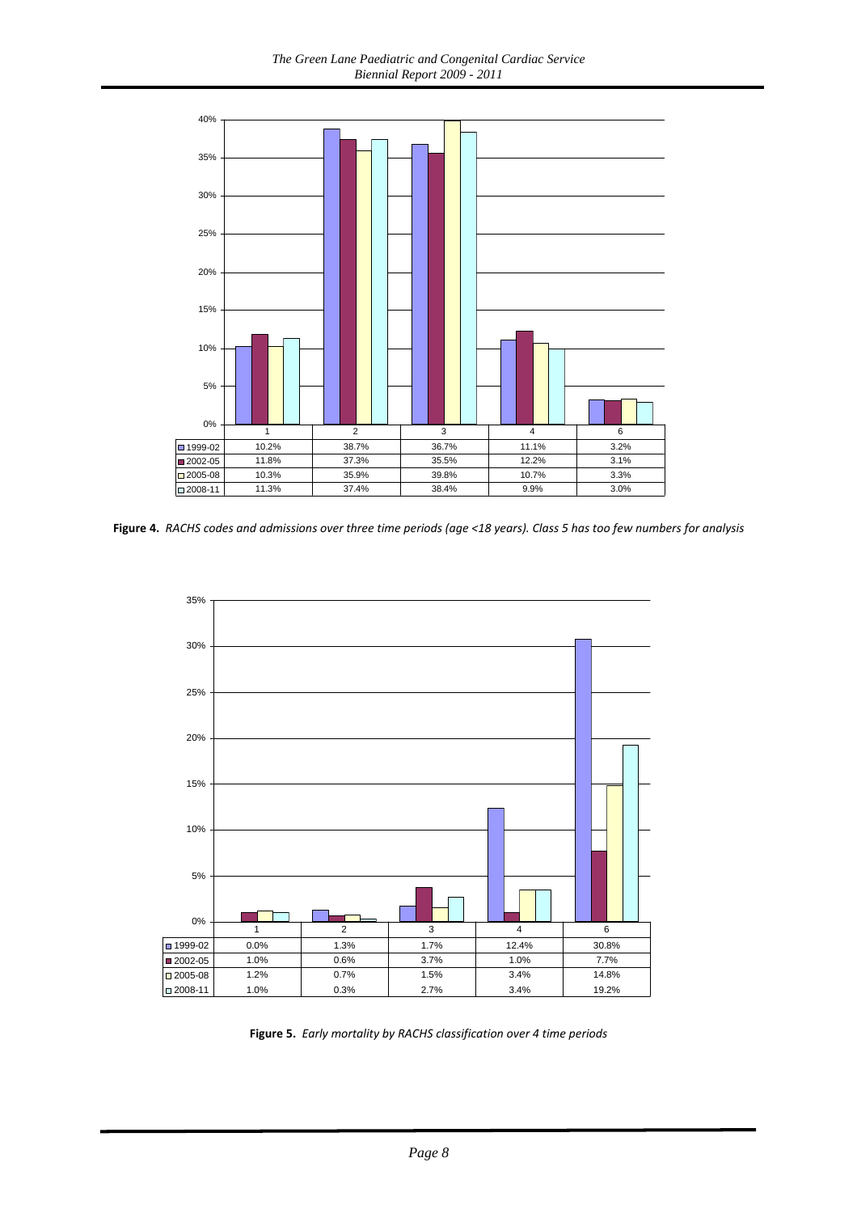| | 1 | 2 | 3 | 4 | 6 |
|---|---|---|---|---|---|
| 1999-02 | 10.2% | 38.7% | 36.7% | 11.1% | 3.2% |
| 2002-05 | 11.8% | 37.3% | 35.5% | 12.2% | 3.1% |
| 2005-08 | 10.3% | 35.9% | 39.8% | 10.7% | 3.3% |
| 2008-11 | 11.3% | 37.4% | 38.4% | 9.9% | 3.0% |

**Figure 4.** *RACHS codes and admissions over three time periods (age <18 years). Class 5 has too few numbers for analysis*

| | 1 | 2 | 3 | 4 | 6 |
|---|---|---|---|---|---|
| 1999-02 | 0.0% | 1.3% | 1.7% | 12.4% | 30.8% |
| 2002-05 | 1.0% | 0.6% | 3.7% | 1.0% | 7.7% |
| 2005-08 | 1.2% | 0.7% | 1.5% | 3.4% | 14.8% |
| 2008-11 | 1.0% | 0.3% | 2.7% | 3.4% | 19.2% |

**Figure 5.** *Early mortality by RACHS classification over 4 time periods*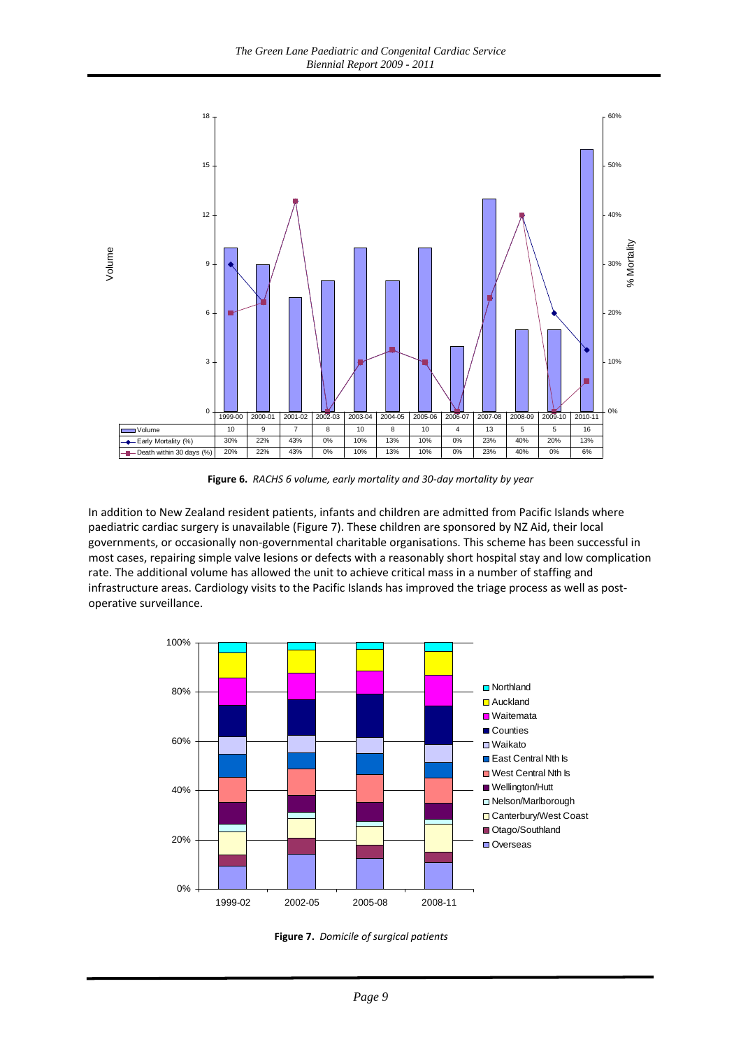| | 1999-00 | 2000-01 | 2001-02 | 2002-03 | 2003-04 | 2004-05 | 2005-06 | 2006-07 | 2007-08 | 2008-09 | 2009-10 | 2010-11 |
|---|---|---|---|---|---|---|---|---|---|---|---|---|
| Volume | 10 | 9 | 7 | 8 | 10 | 8 | 10 | 4 | 13 | 5 | 5 | 16 |
| Early Mortality (%) | 30% | 22% | 43% | 0% | 10% | 13% | 10% | 0% | 23% | 40% | 20% | 13% |
| Death within 30 days (%) | 20% | 22% | 43% | 0% | 10% | 13% | 10% | 0% | 23% | 40% | 0% | 6% |

**Figure 6.** *RACHS 6 volume, early mortality and 30-day mortality by year*

In addition to New Zealand resident patients, infants and children are admitted from Pacific Islands where paediatric cardiac surgery is unavailable (Figure 7). These children are sponsored by NZ Aid, their local governments, or occasionally non-governmental charitable organisations. This scheme has been successful in most cases, repairing simple valve lesions or defects with a reasonably short hospital stay and low complication rate. The additional volume has allowed the unit to achieve critical mass in a number of staffing and infrastructure areas. Cardiology visits to the Pacific Islands has improved the triage process as well as post-operative surveillance.

**Figure 7.** *Domicile of surgical patients*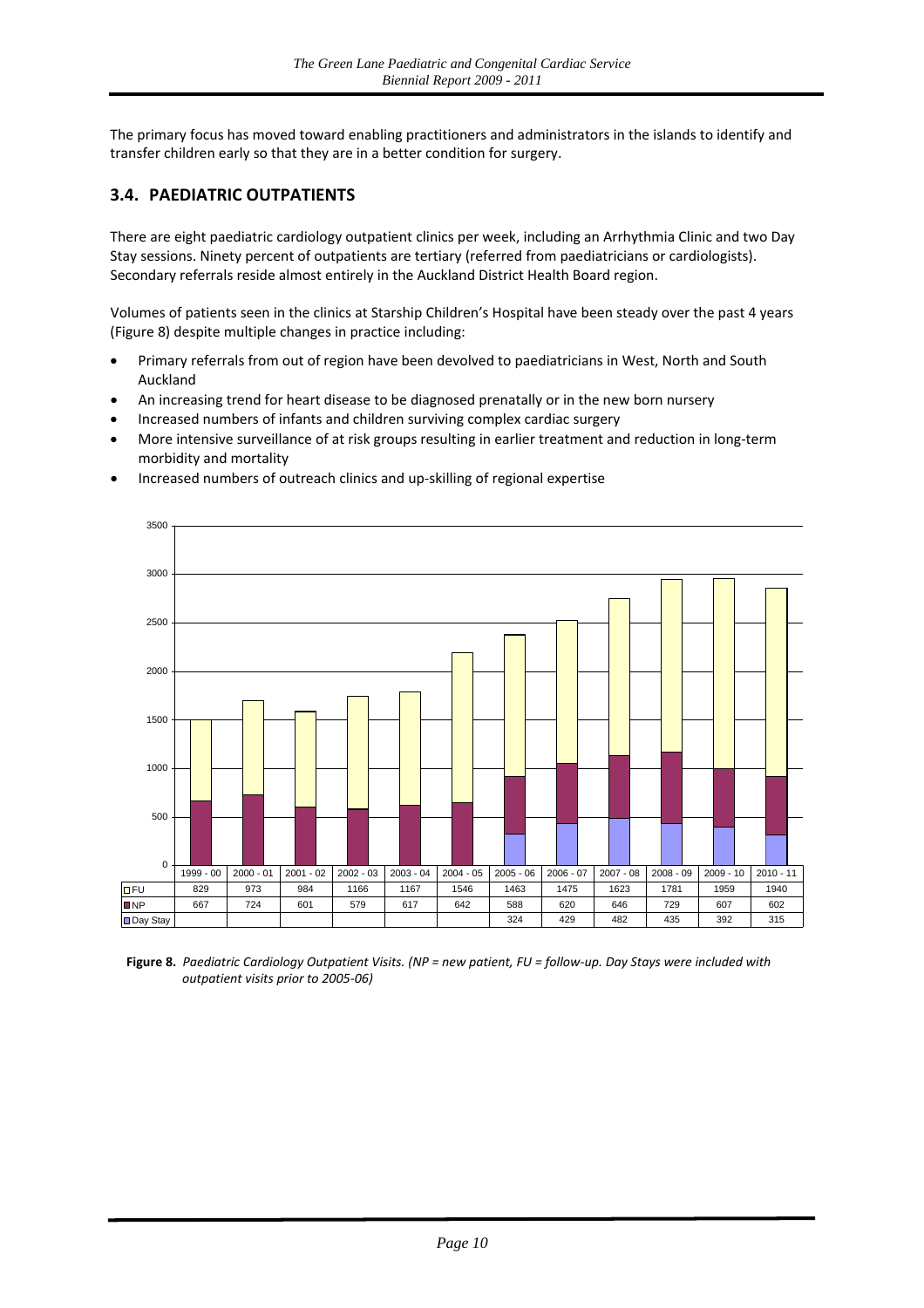The primary focus has moved toward enabling practitioners and administrators in the islands to identify and transfer children early so that they are in a better condition for surgery.

## 3.4. PAEDIATRIC OUTPATIENTS

There are eight paediatric cardiology outpatient clinics per week, including an Arrhythmia Clinic and two Day Stay sessions. Ninety percent of outpatients are tertiary (referred from paediatricians or cardiologists). Secondary referrals reside almost entirely in the Auckland District Health Board region.

Volumes of patients seen in the clinics at Starship Children's Hospital have been steady over the past 4 years (Figure 8) despite multiple changes in practice including:

- Primary referrals from out of region have been devolved to paediatricians in West, North and South Auckland
- An increasing trend for heart disease to be diagnosed prenatally or in the new born nursery
- Increased numbers of infants and children surviving complex cardiac surgery
- More intensive surveillance of at risk groups resulting in earlier treatment and reduction in long-term morbidity and mortality
- Increased numbers of outreach clinics and up-skilling of regional expertise

| | 1999 - 00 | 2000 - 01 | 2001 - 02 | 2002 - 03 | 2003 - 04 | 2004 - 05 | 2005 - 06 | 2006 - 07 | 2007 - 08 | 2008 - 09 | 2009 - 10 | 2010 - 11 |
|---|---|---|---|---|---|---|---|---|---|---|---|---|
| FU | 829 | 973 | 984 | 1166 | 1167 | 1546 | 1463 | 1475 | 1623 | 1781 | 1959 | 1940 |
| NP | 667 | 724 | 601 | 579 | 617 | 642 | 588 | 620 | 646 | 729 | 607 | 602 |
| Day Stay | | | | | | | 324 | 429 | 482 | 435 | 392 | 315 |

**Figure 8.** *Paediatric Cardiology Outpatient Visits. (NP = new patient, FU = follow-up. Day Stays were included with outpatient visits prior to 2005-06)*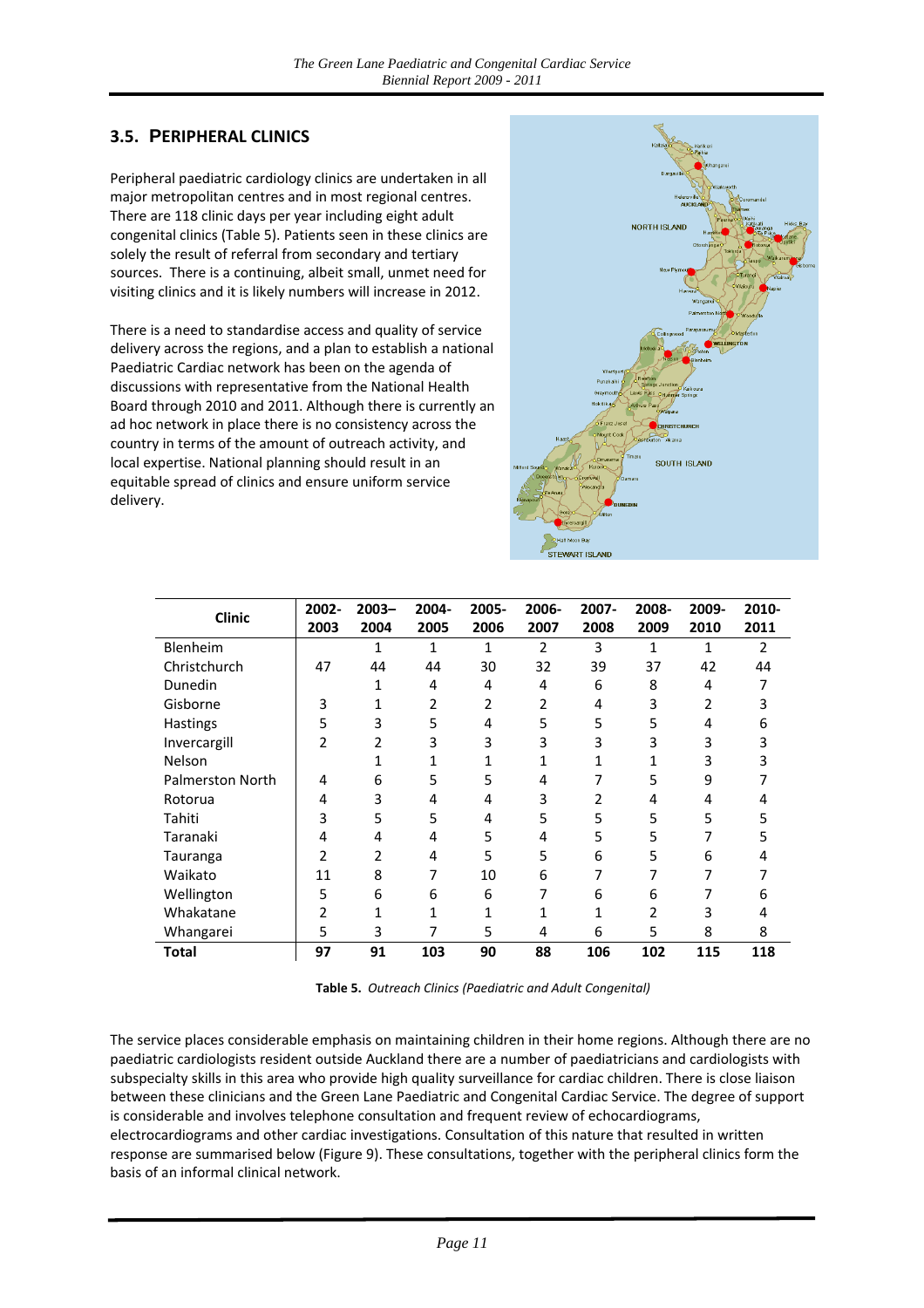## 3.5. PERIPHERAL CLINICS

Peripheral paediatric cardiology clinics are undertaken in all major metropolitan centres and in most regional centres. There are 118 clinic days per year including eight adult congenital clinics (Table 5). Patients seen in these clinics are solely the result of referral from secondary and tertiary sources. There is a continuing, albeit small, unmet need for visiting clinics and it is likely numbers will increase in 2012.

There is a need to standardise access and quality of service delivery across the regions, and a plan to establish a national Paediatric Cardiac network has been on the agenda of discussions with representative from the National Health Board through 2010 and 2011. Although there is currently an ad hoc network in place there is no consistency across the country in terms of the amount of outreach activity, and local expertise. National planning should result in an equitable spread of clinics and ensure uniform service delivery.

| Clinic | 2002-2003 | 2003–2004 | 2004-2005 | 2005-2006 | 2006-2007 | 2007-2008 | 2008-2009 | 2009-2010 | 2010-2011 |
|---|---|---|---|---|---|---|---|---|---|
| Blenheim | | 1 | 1 | 1 | 2 | 3 | 1 | 1 | 2 |
| Christchurch | 47 | 44 | 44 | 30 | 32 | 39 | 37 | 42 | 44 |
| Dunedin | | 1 | 4 | 4 | 4 | 6 | 8 | 4 | 7 |
| Gisborne | 3 | 1 | 2 | 2 | 2 | 4 | 3 | 2 | 3 |
| Hastings | 5 | 3 | 5 | 4 | 5 | 5 | 5 | 4 | 6 |
| Invercargill | 2 | 2 | 3 | 3 | 3 | 3 | 3 | 3 | 3 |
| Nelson | | 1 | 1 | 1 | 1 | 1 | 1 | 3 | 3 |
| Palmerston North | 4 | 6 | 5 | 5 | 4 | 7 | 5 | 9 | 7 |
| Rotorua | 4 | 3 | 4 | 4 | 3 | 2 | 4 | 4 | 4 |
| Tahiti | 3 | 5 | 5 | 4 | 5 | 5 | 5 | 5 | 5 |
| Taranaki | 4 | 4 | 4 | 5 | 4 | 5 | 5 | 7 | 5 |
| Tauranga | 2 | 2 | 4 | 5 | 5 | 6 | 5 | 6 | 4 |
| Waikato | 11 | 8 | 7 | 10 | 6 | 7 | 7 | 7 | 7 |
| Wellington | 5 | 6 | 6 | 6 | 7 | 6 | 6 | 7 | 6 |
| Whakatane | 2 | 1 | 1 | 1 | 1 | 1 | 2 | 3 | 4 |
| Whangarei | 5 | 3 | 7 | 5 | 4 | 6 | 5 | 8 | 8 |
| **Total** | **97** | **91** | **103** | **90** | **88** | **106** | **102** | **115** | **118** |

**Table 5.** *Outreach Clinics (Paediatric and Adult Congenital)*

The service places considerable emphasis on maintaining children in their home regions. Although there are no paediatric cardiologists resident outside Auckland there are a number of paediatricians and cardiologists with subspecialty skills in this area who provide high quality surveillance for cardiac children. There is close liaison between these clinicians and the Green Lane Paediatric and Congenital Cardiac Service. The degree of support is considerable and involves telephone consultation and frequent review of echocardiograms, electrocardiograms and other cardiac investigations. Consultation of this nature that resulted in written response are summarised below (Figure 9). These consultations, together with the peripheral clinics form the basis of an informal clinical network.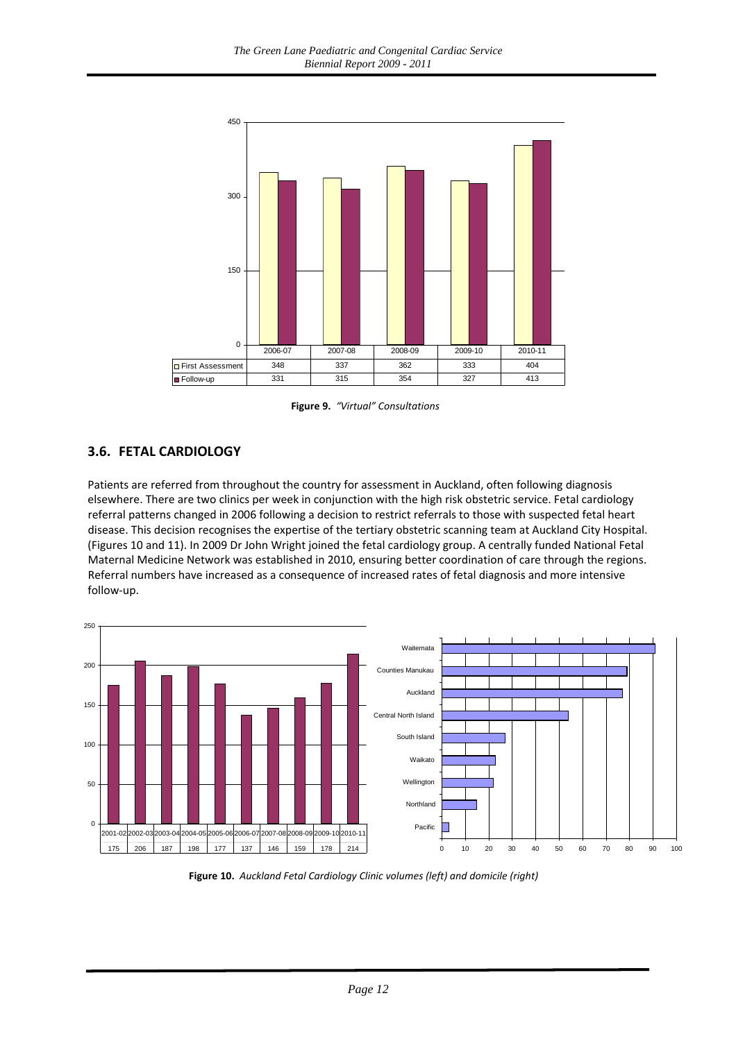| | 2006-07 | 2007-08 | 2008-09 | 2009-10 | 2010-11 |
|---|---|---|---|---|---|
| First Assessment | 348 | 337 | 362 | 333 | 404 |
| Follow-up | 331 | 315 | 354 | 327 | 413 |

**Figure 9.** *"Virtual" Consultations*

## 3.6. FETAL CARDIOLOGY

Patients are referred from throughout the country for assessment in Auckland, often following diagnosis elsewhere. There are two clinics per week in conjunction with the high risk obstetric service. Fetal cardiology referral patterns changed in 2006 following a decision to restrict referrals to those with suspected fetal heart disease. This decision recognises the expertise of the tertiary obstetric scanning team at Auckland City Hospital. (Figures 10 and 11). In 2009 Dr John Wright joined the fetal cardiology group. A centrally funded National Fetal Maternal Medicine Network was established in 2010, ensuring better coordination of care through the regions. Referral numbers have increased as a consequence of increased rates of fetal diagnosis and more intensive follow-up.

| 2001-02 | 2002-03 | 2003-04 | 2004-05 | 2005-06 | 2006-07 | 2007-08 | 2008-09 | 2009-10 | 2010-11 |
|---|---|---|---|---|---|---|---|---|---|
| 175 | 206 | 187 | 198 | 177 | 137 | 146 | 159 | 178 | 214 |

**Figure 10.** *Auckland Fetal Cardiology Clinic volumes (left) and domicile (right)*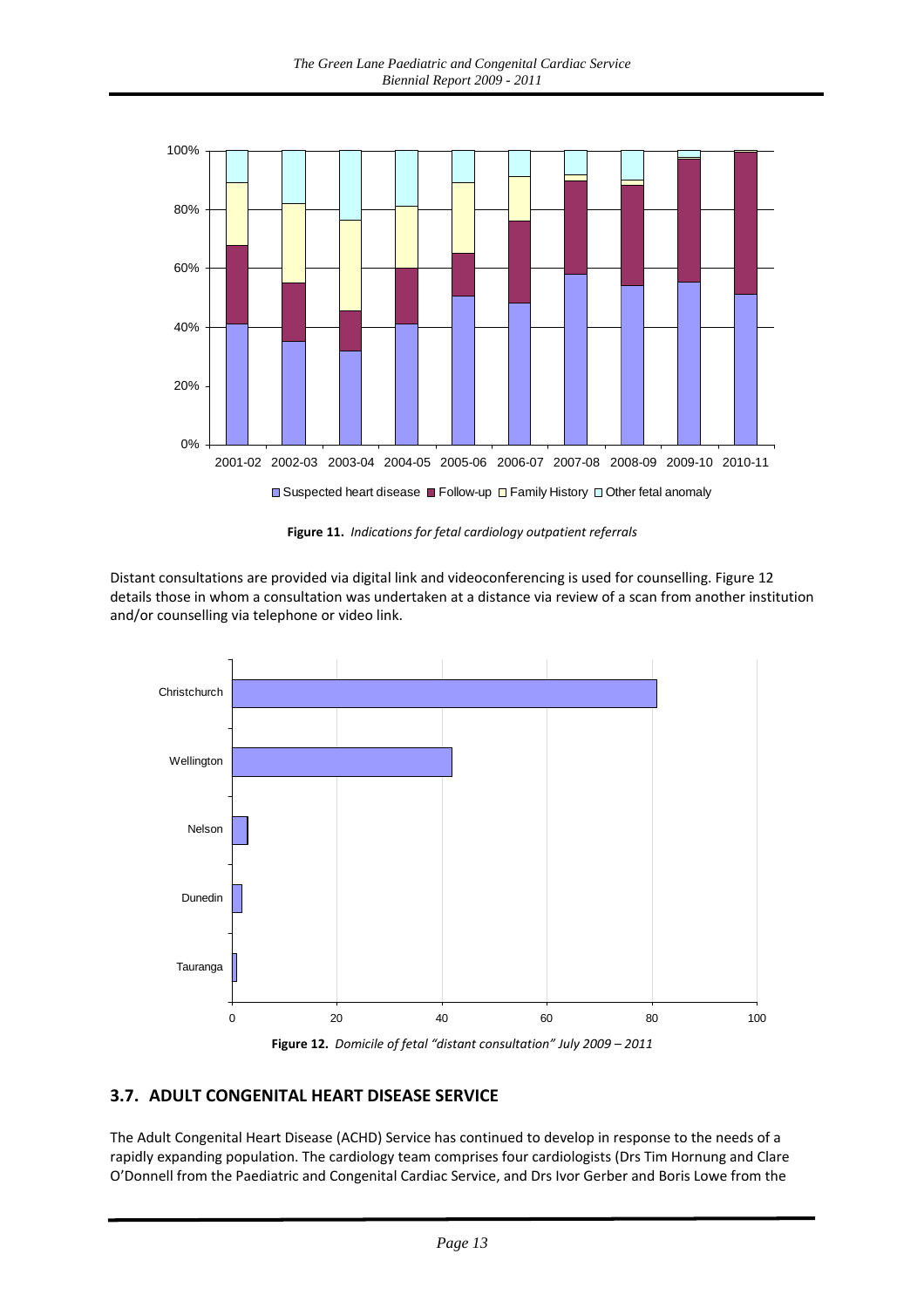**Figure 11.** *Indications for fetal cardiology outpatient referrals*

Distant consultations are provided via digital link and videoconferencing is used for counselling. Figure 12 details those in whom a consultation was undertaken at a distance via review of a scan from another institution and/or counselling via telephone or video link.

**Figure 12.** *Domicile of fetal "distant consultation" July 2009 – 2011*

## 3.7. ADULT CONGENITAL HEART DISEASE SERVICE

The Adult Congenital Heart Disease (ACHD) Service has continued to develop in response to the needs of a rapidly expanding population. The cardiology team comprises four cardiologists (Drs Tim Hornung and Clare O'Donnell from the Paediatric and Congenital Cardiac Service, and Drs Ivor Gerber and Boris Lowe from the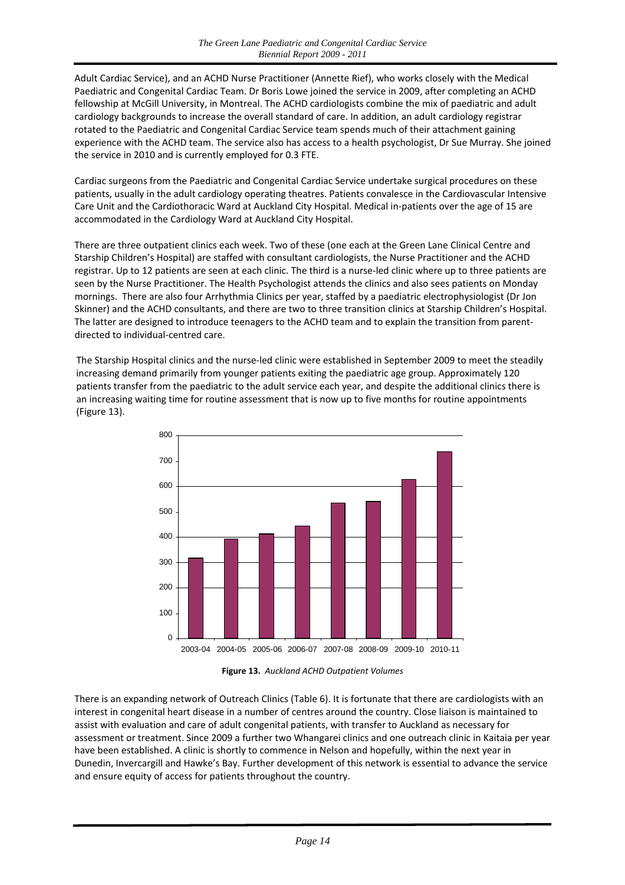Adult Cardiac Service), and an ACHD Nurse Practitioner (Annette Rief), who works closely with the Medical Paediatric and Congenital Cardiac Team. Dr Boris Lowe joined the service in 2009, after completing an ACHD fellowship at McGill University, in Montreal. The ACHD cardiologists combine the mix of paediatric and adult cardiology backgrounds to increase the overall standard of care. In addition, an adult cardiology registrar rotated to the Paediatric and Congenital Cardiac Service team spends much of their attachment gaining experience with the ACHD team. The service also has access to a health psychologist, Dr Sue Murray. She joined the service in 2010 and is currently employed for 0.3 FTE.

Cardiac surgeons from the Paediatric and Congenital Cardiac Service undertake surgical procedures on these patients, usually in the adult cardiology operating theatres. Patients convalesce in the Cardiovascular Intensive Care Unit and the Cardiothoracic Ward at Auckland City Hospital. Medical in-patients over the age of 15 are accommodated in the Cardiology Ward at Auckland City Hospital.

There are three outpatient clinics each week. Two of these (one each at the Green Lane Clinical Centre and Starship Children's Hospital) are staffed with consultant cardiologists, the Nurse Practitioner and the ACHD registrar. Up to 12 patients are seen at each clinic. The third is a nurse-led clinic where up to three patients are seen by the Nurse Practitioner. The Health Psychologist attends the clinics and also sees patients on Monday mornings. There are also four Arrhythmia Clinics per year, staffed by a paediatric electrophysiologist (Dr Jon Skinner) and the ACHD consultants, and there are two to three transition clinics at Starship Children's Hospital. The latter are designed to introduce teenagers to the ACHD team and to explain the transition from parent-directed to individual-centred care.

The Starship Hospital clinics and the nurse-led clinic were established in September 2009 to meet the steadily increasing demand primarily from younger patients exiting the paediatric age group. Approximately 120 patients transfer from the paediatric to the adult service each year, and despite the additional clinics there is an increasing waiting time for routine assessment that is now up to five months for routine appointments (Figure 13).

| Year | Outpatient Volumes |
|---|---|
| 2003-04 | ~317 |
| 2004-05 | ~392 |
| 2005-06 | ~413 |
| 2006-07 | ~443 |
| 2007-08 | ~535 |
| 2008-09 | ~541 |
| 2009-10 | ~628 |
| 2010-11 | ~738 |

**Figure 13.** *Auckland ACHD Outpatient Volumes*

There is an expanding network of Outreach Clinics (Table 6). It is fortunate that there are cardiologists with an interest in congenital heart disease in a number of centres around the country. Close liaison is maintained to assist with evaluation and care of adult congenital patients, with transfer to Auckland as necessary for assessment or treatment. Since 2009 a further two Whangarei clinics and one outreach clinic in Kaitaia per year have been established. A clinic is shortly to commence in Nelson and hopefully, within the next year in Dunedin, Invercargill and Hawke's Bay. Further development of this network is essential to advance the service and ensure equity of access for patients throughout the country.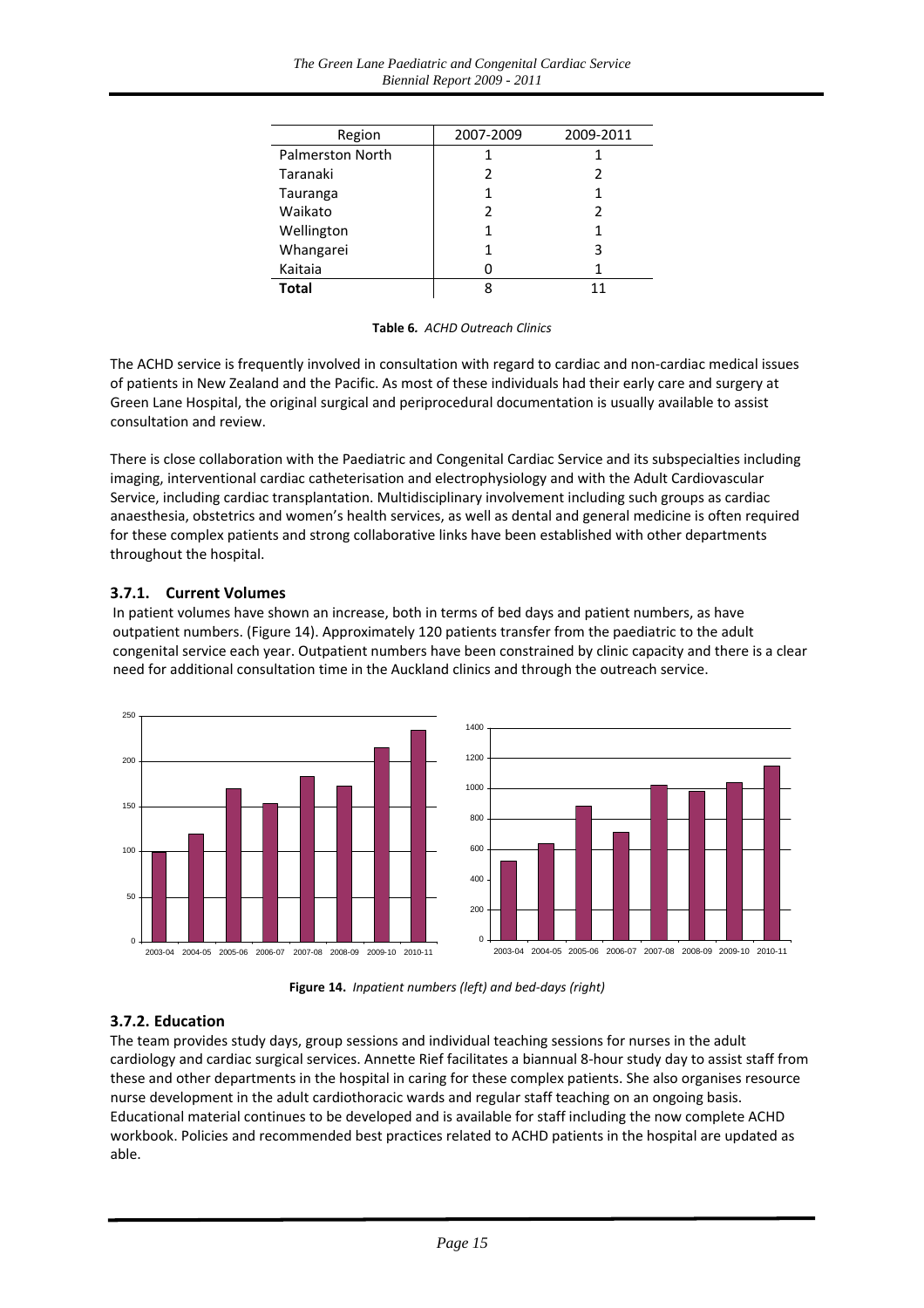| Region | 2007-2009 | 2009-2011 |
|---|---|---|
| Palmerston North | 1 | 1 |
| Taranaki | 2 | 2 |
| Tauranga | 1 | 1 |
| Waikato | 2 | 2 |
| Wellington | 1 | 1 |
| Whangarei | 1 | 3 |
| Kaitaia | 0 | 1 |
| **Total** | 8 | 11 |

**Table 6.** *ACHD Outreach Clinics*

The ACHD service is frequently involved in consultation with regard to cardiac and non-cardiac medical issues of patients in New Zealand and the Pacific. As most of these individuals had their early care and surgery at Green Lane Hospital, the original surgical and periprocedural documentation is usually available to assist consultation and review.

There is close collaboration with the Paediatric and Congenital Cardiac Service and its subspecialties including imaging, interventional cardiac catheterisation and electrophysiology and with the Adult Cardiovascular Service, including cardiac transplantation. Multidisciplinary involvement including such groups as cardiac anaesthesia, obstetrics and women's health services, as well as dental and general medicine is often required for these complex patients and strong collaborative links have been established with other departments throughout the hospital.

### 3.7.1. Current Volumes

In patient volumes have shown an increase, both in terms of bed days and patient numbers, as have outpatient numbers. (Figure 14). Approximately 120 patients transfer from the paediatric to the adult congenital service each year. Outpatient numbers have been constrained by clinic capacity and there is a clear need for additional consultation time in the Auckland clinics and through the outreach service.

**Figure 14.** *Inpatient numbers (left) and bed-days (right)*

### 3.7.2. Education

The team provides study days, group sessions and individual teaching sessions for nurses in the adult cardiology and cardiac surgical services. Annette Rief facilitates a biannual 8-hour study day to assist staff from these and other departments in the hospital in caring for these complex patients. She also organises resource nurse development in the adult cardiothoracic wards and regular staff teaching on an ongoing basis. Educational material continues to be developed and is available for staff including the now complete ACHD workbook. Policies and recommended best practices related to ACHD patients in the hospital are updated as able.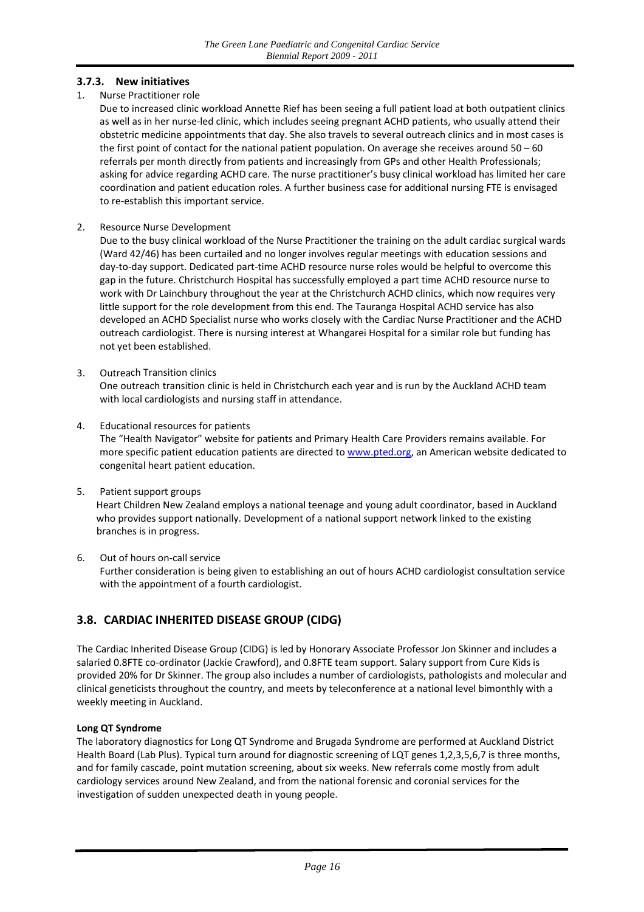### 3.7.3. New initiatives

1. Nurse Practitioner role

   Due to increased clinic workload Annette Rief has been seeing a full patient load at both outpatient clinics as well as in her nurse-led clinic, which includes seeing pregnant ACHD patients, who usually attend their obstetric medicine appointments that day. She also travels to several outreach clinics and in most cases is the first point of contact for the national patient population. On average she receives around 50 – 60 referrals per month directly from patients and increasingly from GPs and other Health Professionals; asking for advice regarding ACHD care. The nurse practitioner's busy clinical workload has limited her care coordination and patient education roles. A further business case for additional nursing FTE is envisaged to re-establish this important service.

2. Resource Nurse Development

   Due to the busy clinical workload of the Nurse Practitioner the training on the adult cardiac surgical wards (Ward 42/46) has been curtailed and no longer involves regular meetings with education sessions and day-to-day support. Dedicated part-time ACHD resource nurse roles would be helpful to overcome this gap in the future. Christchurch Hospital has successfully employed a part time ACHD resource nurse to work with Dr Lainchbury throughout the year at the Christchurch ACHD clinics, which now requires very little support for the role development from this end. The Tauranga Hospital ACHD service has also developed an ACHD Specialist nurse who works closely with the Cardiac Nurse Practitioner and the ACHD outreach cardiologist. There is nursing interest at Whangarei Hospital for a similar role but funding has not yet been established.

3. Outreach Transition clinics

   One outreach transition clinic is held in Christchurch each year and is run by the Auckland ACHD team with local cardiologists and nursing staff in attendance.

4. Educational resources for patients

   The "Health Navigator" website for patients and Primary Health Care Providers remains available. For more specific patient education patients are directed to www.pted.org, an American website dedicated to congenital heart patient education.

5. Patient support groups

   Heart Children New Zealand employs a national teenage and young adult coordinator, based in Auckland who provides support nationally. Development of a national support network linked to the existing branches is in progress.

6. Out of hours on-call service

   Further consideration is being given to establishing an out of hours ACHD cardiologist consultation service with the appointment of a fourth cardiologist.

## 3.8. CARDIAC INHERITED DISEASE GROUP (CIDG)

The Cardiac Inherited Disease Group (CIDG) is led by Honorary Associate Professor Jon Skinner and includes a salaried 0.8FTE co-ordinator (Jackie Crawford), and 0.8FTE team support. Salary support from Cure Kids is provided 20% for Dr Skinner. The group also includes a number of cardiologists, pathologists and molecular and clinical geneticists throughout the country, and meets by teleconference at a national level bimonthly with a weekly meeting in Auckland.

**Long QT Syndrome**

The laboratory diagnostics for Long QT Syndrome and Brugada Syndrome are performed at Auckland District Health Board (Lab Plus). Typical turn around for diagnostic screening of LQT genes 1,2,3,5,6,7 is three months, and for family cascade, point mutation screening, about six weeks. New referrals come mostly from adult cardiology services around New Zealand, and from the national forensic and coronial services for the investigation of sudden unexpected death in young people.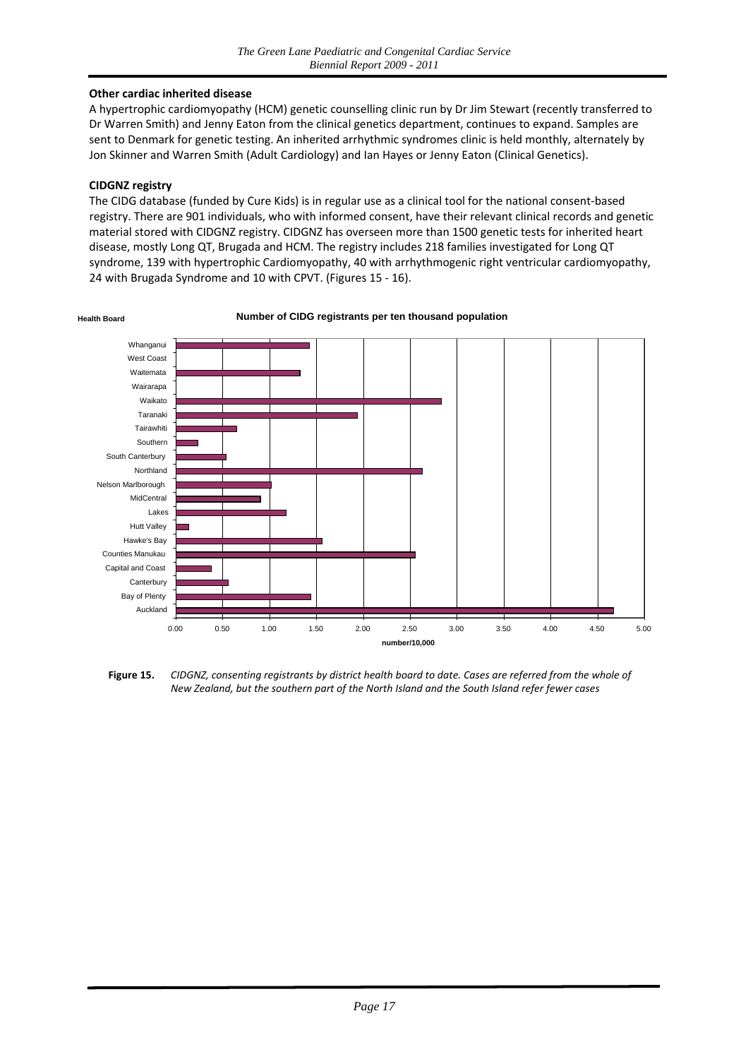### Other cardiac inherited disease

A hypertrophic cardiomyopathy (HCM) genetic counselling clinic run by Dr Jim Stewart (recently transferred to Dr Warren Smith) and Jenny Eaton from the clinical genetics department, continues to expand. Samples are sent to Denmark for genetic testing. An inherited arrhythmic syndromes clinic is held monthly, alternately by Jon Skinner and Warren Smith (Adult Cardiology) and Ian Hayes or Jenny Eaton (Clinical Genetics).

### CIDGNZ registry

The CIDG database (funded by Cure Kids) is in regular use as a clinical tool for the national consent-based registry. There are 901 individuals, who with informed consent, have their relevant clinical records and genetic material stored with CIDGNZ registry. CIDGNZ has overseen more than 1500 genetic tests for inherited heart disease, mostly Long QT, Brugada and HCM. The registry includes 218 families investigated for Long QT syndrome, 139 with hypertrophic Cardiomyopathy, 40 with arrhythmogenic right ventricular cardiomyopathy, 24 with Brugada Syndrome and 10 with CPVT. (Figures 15 - 16).

**Figure 15.** *CIDGNZ, consenting registrants by district health board to date. Cases are referred from the whole of New Zealand, but the southern part of the North Island and the South Island refer fewer cases*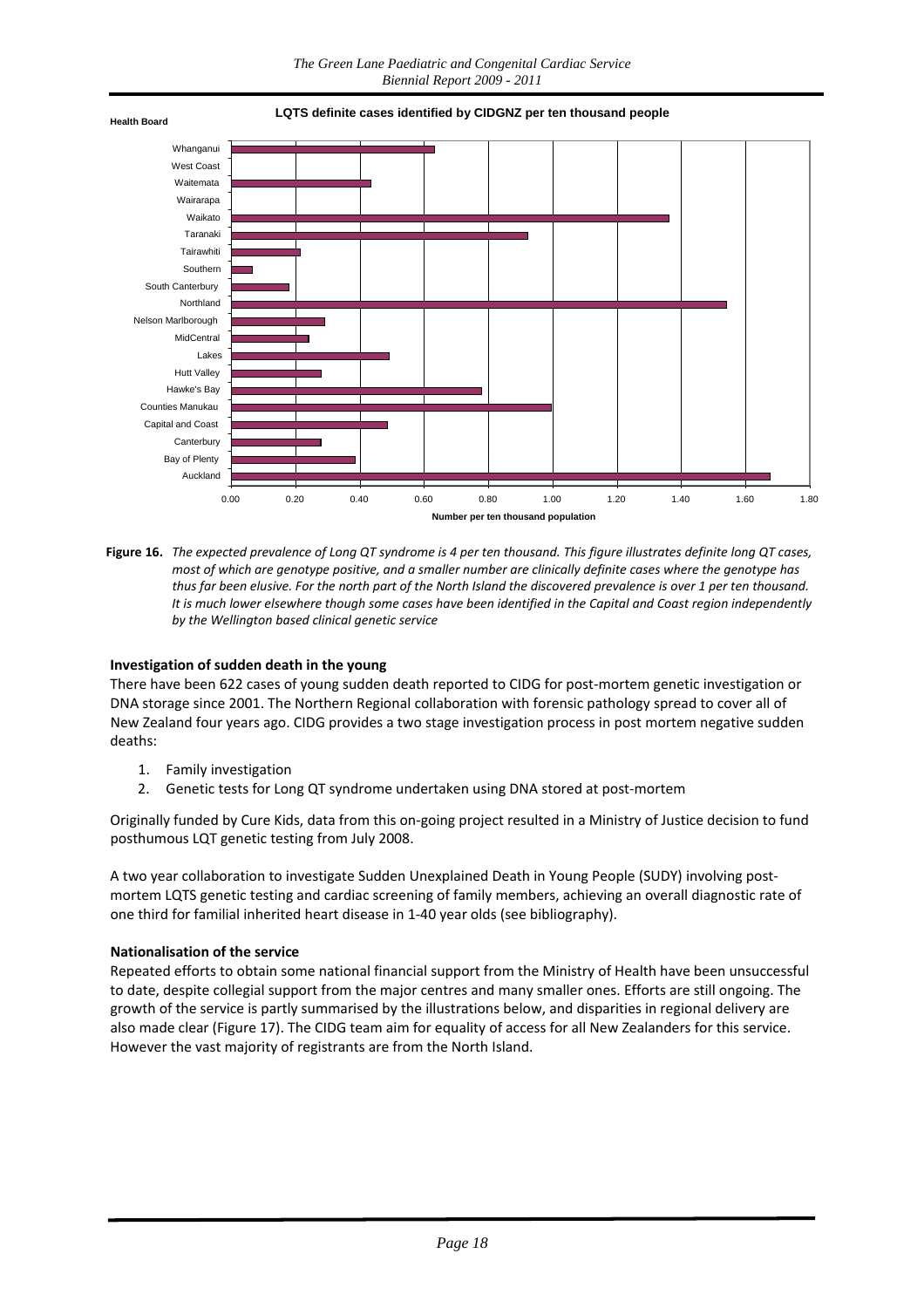**LQTS definite cases identified by CIDGNZ per ten thousand people**

**Figure 16.** *The expected prevalence of Long QT syndrome is 4 per ten thousand. This figure illustrates definite long QT cases, most of which are genotype positive, and a smaller number are clinically definite cases where the genotype has thus far been elusive. For the north part of the North Island the discovered prevalence is over 1 per ten thousand. It is much lower elsewhere though some cases have been identified in the Capital and Coast region independently by the Wellington based clinical genetic service*

### Investigation of sudden death in the young

There have been 622 cases of young sudden death reported to CIDG for post-mortem genetic investigation or DNA storage since 2001. The Northern Regional collaboration with forensic pathology spread to cover all of New Zealand four years ago. CIDG provides a two stage investigation process in post mortem negative sudden deaths:

1. Family investigation
2. Genetic tests for Long QT syndrome undertaken using DNA stored at post-mortem

Originally funded by Cure Kids, data from this on-going project resulted in a Ministry of Justice decision to fund posthumous LQT genetic testing from July 2008.

A two year collaboration to investigate Sudden Unexplained Death in Young People (SUDY) involving post-mortem LQTS genetic testing and cardiac screening of family members, achieving an overall diagnostic rate of one third for familial inherited heart disease in 1-40 year olds (see bibliography).

### Nationalisation of the service

Repeated efforts to obtain some national financial support from the Ministry of Health have been unsuccessful to date, despite collegial support from the major centres and many smaller ones. Efforts are still ongoing. The growth of the service is partly summarised by the illustrations below, and disparities in regional delivery are also made clear (Figure 17). The CIDG team aim for equality of access for all New Zealanders for this service. However the vast majority of registrants are from the North Island.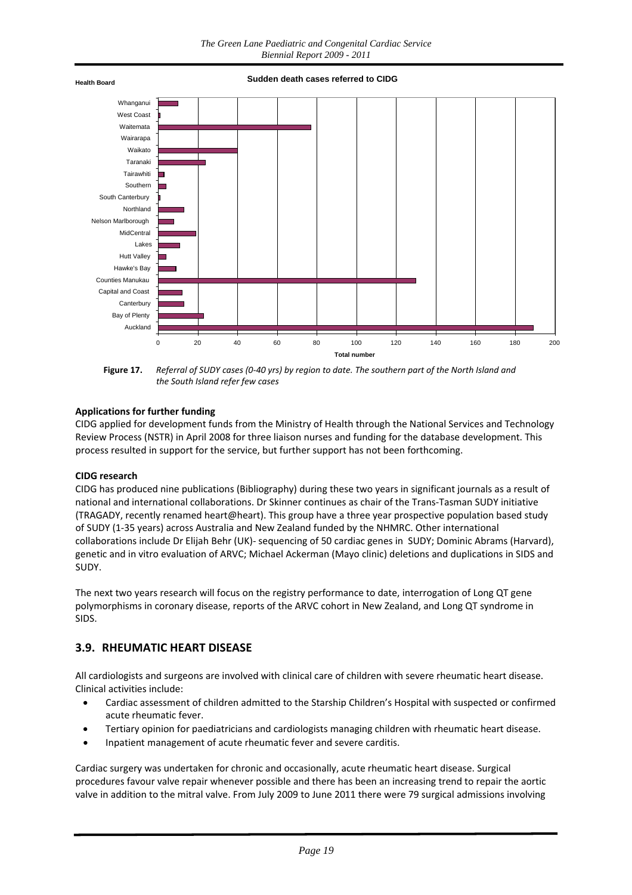**Figure 17.** *Referral of SUDY cases (0-40 yrs) by region to date. The southern part of the North Island and the South Island refer few cases*

### Applications for further funding

CIDG applied for development funds from the Ministry of Health through the National Services and Technology Review Process (NSTR) in April 2008 for three liaison nurses and funding for the database development. This process resulted in support for the service, but further support has not been forthcoming.

### CIDG research

CIDG has produced nine publications (Bibliography) during these two years in significant journals as a result of national and international collaborations. Dr Skinner continues as chair of the Trans-Tasman SUDY initiative (TRAGADY, recently renamed heart@heart). This group have a three year prospective population based study of SUDY (1-35 years) across Australia and New Zealand funded by the NHMRC. Other international collaborations include Dr Elijah Behr (UK)- sequencing of 50 cardiac genes in SUDY; Dominic Abrams (Harvard), genetic and in vitro evaluation of ARVC; Michael Ackerman (Mayo clinic) deletions and duplications in SIDS and SUDY.

The next two years research will focus on the registry performance to date, interrogation of Long QT gene polymorphisms in coronary disease, reports of the ARVC cohort in New Zealand, and Long QT syndrome in SIDS.

## 3.9. RHEUMATIC HEART DISEASE

All cardiologists and surgeons are involved with clinical care of children with severe rheumatic heart disease. Clinical activities include:

- Cardiac assessment of children admitted to the Starship Children's Hospital with suspected or confirmed acute rheumatic fever.
- Tertiary opinion for paediatricians and cardiologists managing children with rheumatic heart disease.
- Inpatient management of acute rheumatic fever and severe carditis.

Cardiac surgery was undertaken for chronic and occasionally, acute rheumatic heart disease. Surgical procedures favour valve repair whenever possible and there has been an increasing trend to repair the aortic valve in addition to the mitral valve. From July 2009 to June 2011 there were 79 surgical admissions involving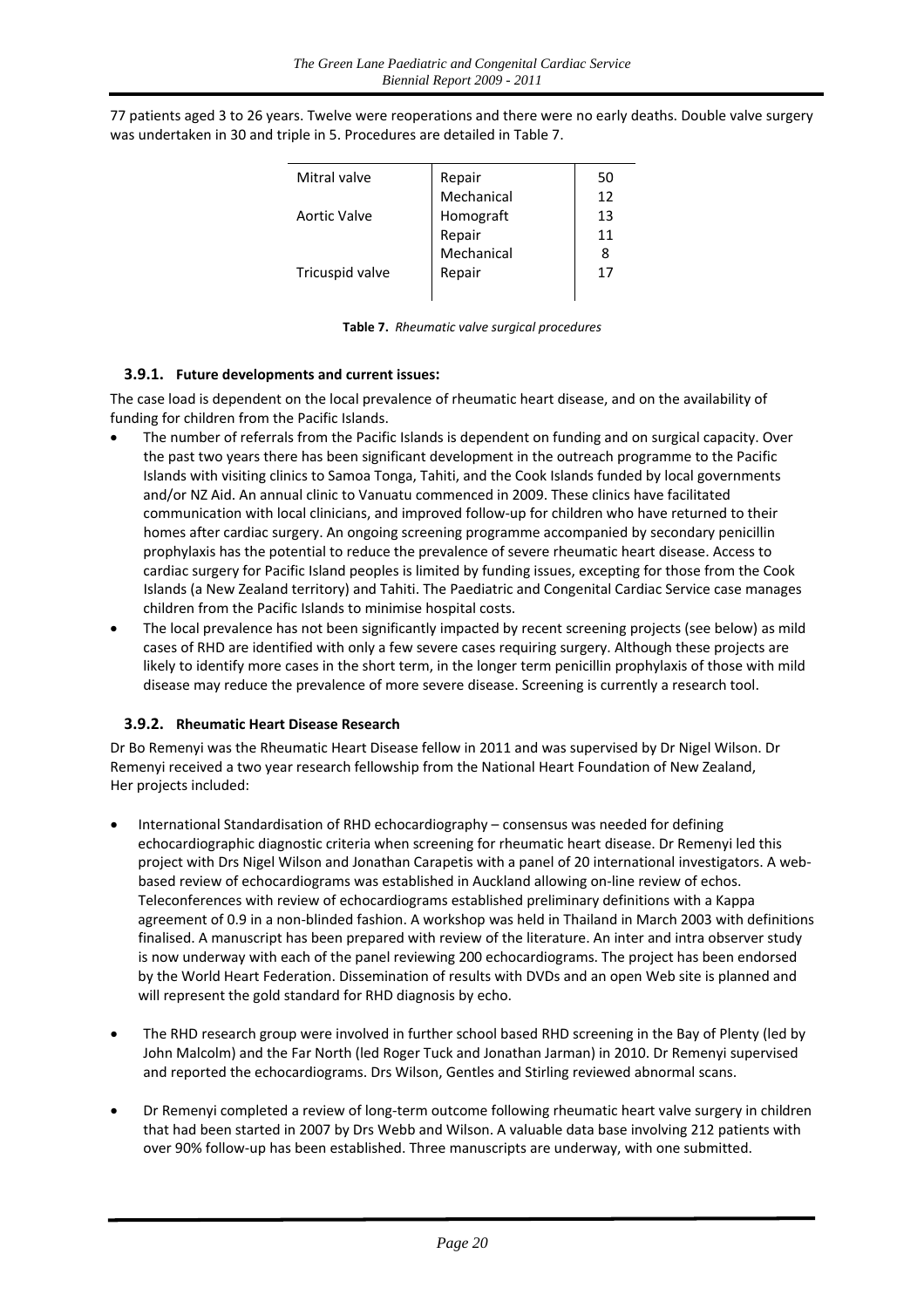77 patients aged 3 to 26 years. Twelve were reoperations and there were no early deaths. Double valve surgery was undertaken in 30 and triple in 5. Procedures are detailed in Table 7.

| | | |
|---|---|---|
| Mitral valve | Repair | 50 |
| | Mechanical | 12 |
| Aortic Valve | Homograft | 13 |
| | Repair | 11 |
| | Mechanical | 8 |
| Tricuspid valve | Repair | 17 |

**Table 7.** *Rheumatic valve surgical procedures*

### 3.9.1. Future developments and current issues:

The case load is dependent on the local prevalence of rheumatic heart disease, and on the availability of funding for children from the Pacific Islands.

- The number of referrals from the Pacific Islands is dependent on funding and on surgical capacity. Over the past two years there has been significant development in the outreach programme to the Pacific Islands with visiting clinics to Samoa Tonga, Tahiti, and the Cook Islands funded by local governments and/or NZ Aid. An annual clinic to Vanuatu commenced in 2009. These clinics have facilitated communication with local clinicians, and improved follow-up for children who have returned to their homes after cardiac surgery. An ongoing screening programme accompanied by secondary penicillin prophylaxis has the potential to reduce the prevalence of severe rheumatic heart disease. Access to cardiac surgery for Pacific Island peoples is limited by funding issues, excepting for those from the Cook Islands (a New Zealand territory) and Tahiti. The Paediatric and Congenital Cardiac Service case manages children from the Pacific Islands to minimise hospital costs.
- The local prevalence has not been significantly impacted by recent screening projects (see below) as mild cases of RHD are identified with only a few severe cases requiring surgery. Although these projects are likely to identify more cases in the short term, in the longer term penicillin prophylaxis of those with mild disease may reduce the prevalence of more severe disease. Screening is currently a research tool.

### 3.9.2. Rheumatic Heart Disease Research

Dr Bo Remenyi was the Rheumatic Heart Disease fellow in 2011 and was supervised by Dr Nigel Wilson. Dr Remenyi received a two year research fellowship from the National Heart Foundation of New Zealand, Her projects included:

- International Standardisation of RHD echocardiography – consensus was needed for defining echocardiographic diagnostic criteria when screening for rheumatic heart disease. Dr Remenyi led this project with Drs Nigel Wilson and Jonathan Carapetis with a panel of 20 international investigators. A web-based review of echocardiograms was established in Auckland allowing on-line review of echos. Teleconferences with review of echocardiograms established preliminary definitions with a Kappa agreement of 0.9 in a non-blinded fashion. A workshop was held in Thailand in March 2003 with definitions finalised. A manuscript has been prepared with review of the literature. An inter and intra observer study is now underway with each of the panel reviewing 200 echocardiograms. The project has been endorsed by the World Heart Federation. Dissemination of results with DVDs and an open Web site is planned and will represent the gold standard for RHD diagnosis by echo.

- The RHD research group were involved in further school based RHD screening in the Bay of Plenty (led by John Malcolm) and the Far North (led Roger Tuck and Jonathan Jarman) in 2010. Dr Remenyi supervised and reported the echocardiograms. Drs Wilson, Gentles and Stirling reviewed abnormal scans.

- Dr Remenyi completed a review of long-term outcome following rheumatic heart valve surgery in children that had been started in 2007 by Drs Webb and Wilson. A valuable data base involving 212 patients with over 90% follow-up has been established. Three manuscripts are underway, with one submitted.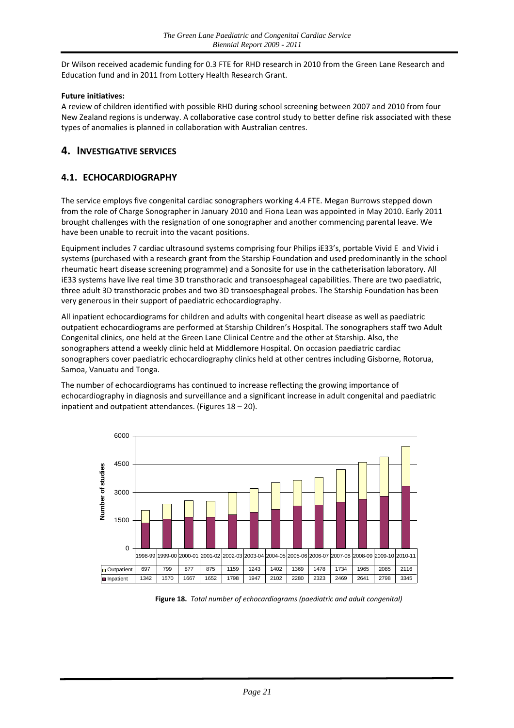Dr Wilson received academic funding for 0.3 FTE for RHD research in 2010 from the Green Lane Research and Education fund and in 2011 from Lottery Health Research Grant.

**Future initiatives:**

A review of children identified with possible RHD during school screening between 2007 and 2010 from four New Zealand regions is underway. A collaborative case control study to better define risk associated with these types of anomalies is planned in collaboration with Australian centres.

## 4. INVESTIGATIVE SERVICES

### 4.1. ECHOCARDIOGRAPHY

The service employs five congenital cardiac sonographers working 4.4 FTE. Megan Burrows stepped down from the role of Charge Sonographer in January 2010 and Fiona Lean was appointed in May 2010. Early 2011 brought challenges with the resignation of one sonographer and another commencing parental leave. We have been unable to recruit into the vacant positions.

Equipment includes 7 cardiac ultrasound systems comprising four Philips iE33's, portable Vivid E and Vivid i systems (purchased with a research grant from the Starship Foundation and used predominantly in the school rheumatic heart disease screening programme) and a Sonosite for use in the catheterisation laboratory. All iE33 systems have live real time 3D transthoracic and transoesphageal capabilities. There are two paediatric, three adult 3D transthoracic probes and two 3D transoesphageal probes. The Starship Foundation has been very generous in their support of paediatric echocardiography.

All inpatient echocardiograms for children and adults with congenital heart disease as well as paediatric outpatient echocardiograms are performed at Starship Children's Hospital. The sonographers staff two Adult Congenital clinics, one held at the Green Lane Clinical Centre and the other at Starship. Also, the sonographers attend a weekly clinic held at Middlemore Hospital. On occasion paediatric cardiac sonographers cover paediatric echocardiography clinics held at other centres including Gisborne, Rotorua, Samoa, Vanuatu and Tonga.

The number of echocardiograms has continued to increase reflecting the growing importance of echocardiography in diagnosis and surveillance and a significant increase in adult congenital and paediatric inpatient and outpatient attendances. (Figures 18 – 20).

| | 1998-99 | 1999-00 | 2000-01 | 2001-02 | 2002-03 | 2003-04 | 2004-05 | 2005-06 | 2006-07 | 2007-08 | 2008-09 | 2009-10 | 2010-11 |
|---|---|---|---|---|---|---|---|---|---|---|---|---|---|
| Outpatient | 697 | 799 | 877 | 875 | 1159 | 1243 | 1402 | 1369 | 1478 | 1734 | 1965 | 2085 | 2116 |
| Inpatient | 1342 | 1570 | 1667 | 1652 | 1798 | 1947 | 2102 | 2280 | 2323 | 2469 | 2641 | 2798 | 3345 |

**Figure 18.** *Total number of echocardiograms (paediatric and adult congenital)*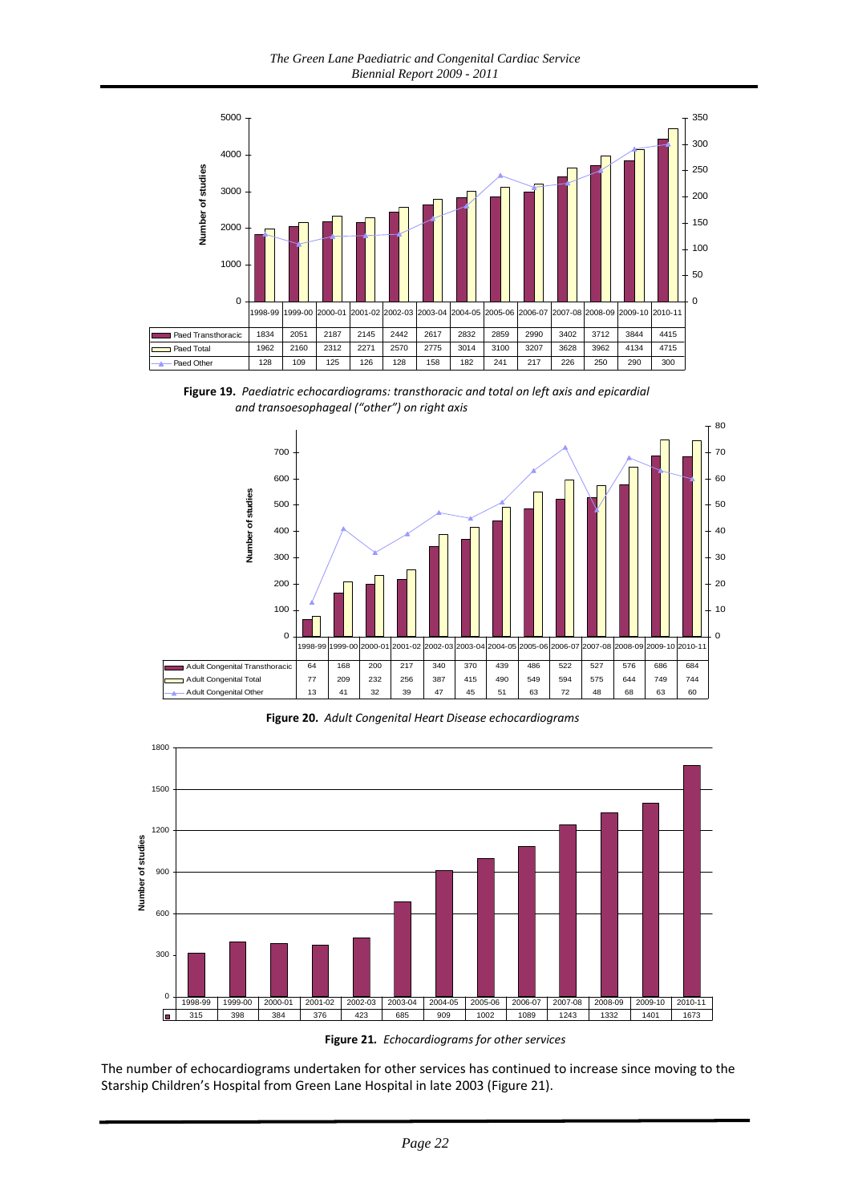| | 1998-99 | 1999-00 | 2000-01 | 2001-02 | 2002-03 | 2003-04 | 2004-05 | 2005-06 | 2006-07 | 2007-08 | 2008-09 | 2009-10 | 2010-11 |
|---|---|---|---|---|---|---|---|---|---|---|---|---|---|
| Paed Transthoracic | 1834 | 2051 | 2187 | 2145 | 2442 | 2617 | 2832 | 2859 | 2990 | 3402 | 3712 | 3844 | 4415 |
| Paed Total | 1962 | 2160 | 2312 | 2271 | 2570 | 2775 | 3014 | 3100 | 3207 | 3628 | 3962 | 4134 | 4715 |
| Paed Other | 128 | 109 | 125 | 126 | 128 | 158 | 182 | 241 | 217 | 226 | 250 | 290 | 300 |

**Figure 19.** *Paediatric echocardiograms: transthoracic and total on left axis and epicardial and transoesophageal ("other") on right axis*

| | 1998-99 | 1999-00 | 2000-01 | 2001-02 | 2002-03 | 2003-04 | 2004-05 | 2005-06 | 2006-07 | 2007-08 | 2008-09 | 2009-10 | 2010-11 |
|---|---|---|---|---|---|---|---|---|---|---|---|---|---|
| Adult Congenital Transthoracic | 64 | 168 | 200 | 217 | 340 | 370 | 439 | 486 | 522 | 527 | 576 | 686 | 684 |
| Adult Congenital Total | 77 | 209 | 232 | 256 | 387 | 415 | 490 | 549 | 594 | 575 | 644 | 749 | 744 |
| Adult Congenital Other | 13 | 41 | 32 | 39 | 47 | 45 | 51 | 63 | 72 | 48 | 68 | 63 | 60 |

**Figure 20.** *Adult Congenital Heart Disease echocardiograms*

| | 1998-99 | 1999-00 | 2000-01 | 2001-02 | 2002-03 | 2003-04 | 2004-05 | 2005-06 | 2006-07 | 2007-08 | 2008-09 | 2009-10 | 2010-11 |
|---|---|---|---|---|---|---|---|---|---|---|---|---|---|
| | 315 | 398 | 384 | 376 | 423 | 685 | 909 | 1002 | 1089 | 1243 | 1332 | 1401 | 1673 |

**Figure 21.** *Echocardiograms for other services*

The number of echocardiograms undertaken for other services has continued to increase since moving to the Starship Children's Hospital from Green Lane Hospital in late 2003 (Figure 21).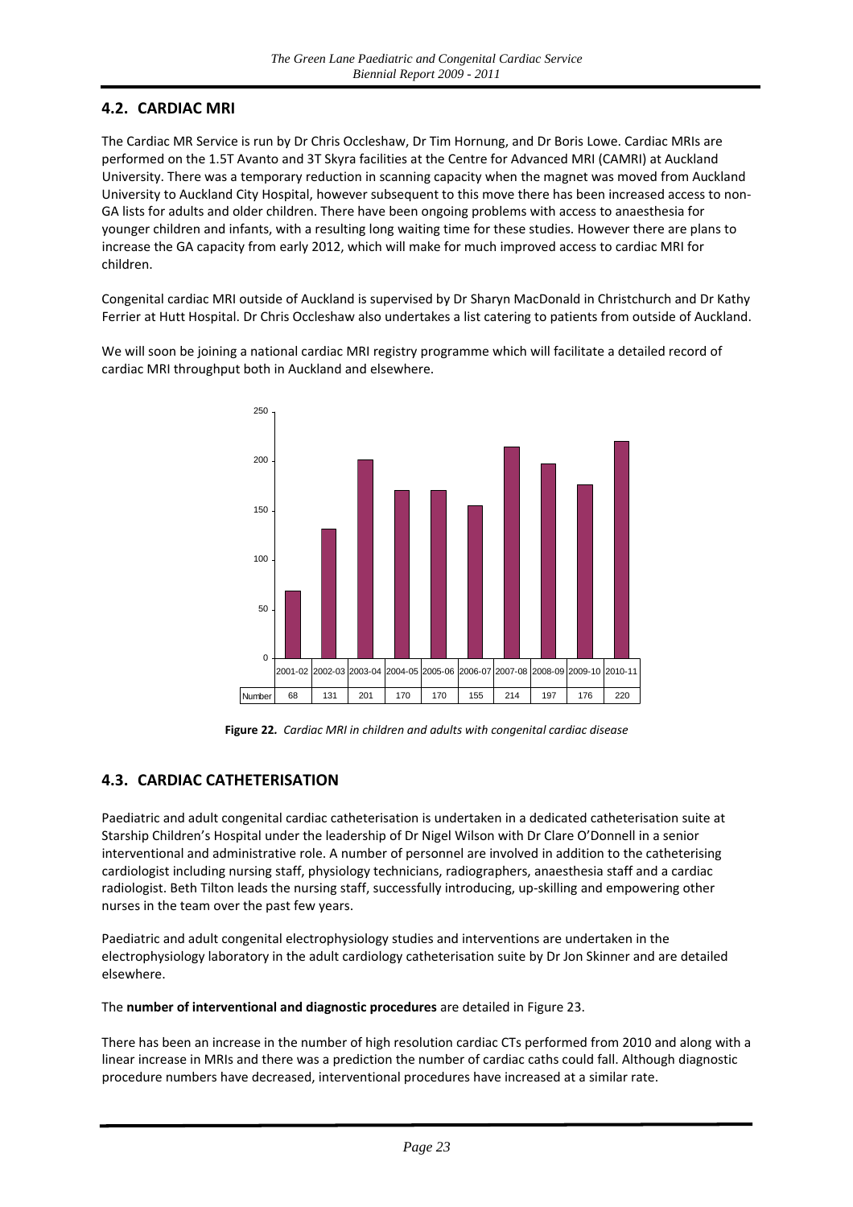## 4.2. CARDIAC MRI

The Cardiac MR Service is run by Dr Chris Occleshaw, Dr Tim Hornung, and Dr Boris Lowe. Cardiac MRIs are performed on the 1.5T Avanto and 3T Skyra facilities at the Centre for Advanced MRI (CAMRI) at Auckland University. There was a temporary reduction in scanning capacity when the magnet was moved from Auckland University to Auckland City Hospital, however subsequent to this move there has been increased access to non-GA lists for adults and older children. There have been ongoing problems with access to anaesthesia for younger children and infants, with a resulting long waiting time for these studies. However there are plans to increase the GA capacity from early 2012, which will make for much improved access to cardiac MRI for children.

Congenital cardiac MRI outside of Auckland is supervised by Dr Sharyn MacDonald in Christchurch and Dr Kathy Ferrier at Hutt Hospital. Dr Chris Occleshaw also undertakes a list catering to patients from outside of Auckland.

We will soon be joining a national cardiac MRI registry programme which will facilitate a detailed record of cardiac MRI throughput both in Auckland and elsewhere.

| | 2001-02 | 2002-03 | 2003-04 | 2004-05 | 2005-06 | 2006-07 | 2007-08 | 2008-09 | 2009-10 | 2010-11 |
|---|---|---|---|---|---|---|---|---|---|---|
| Number | 68 | 131 | 201 | 170 | 170 | 155 | 214 | 197 | 176 | 220 |

**Figure 22.** *Cardiac MRI in children and adults with congenital cardiac disease*

## 4.3. CARDIAC CATHETERISATION

Paediatric and adult congenital cardiac catheterisation is undertaken in a dedicated catheterisation suite at Starship Children's Hospital under the leadership of Dr Nigel Wilson with Dr Clare O'Donnell in a senior interventional and administrative role. A number of personnel are involved in addition to the catheterising cardiologist including nursing staff, physiology technicians, radiographers, anaesthesia staff and a cardiac radiologist. Beth Tilton leads the nursing staff, successfully introducing, up-skilling and empowering other nurses in the team over the past few years.

Paediatric and adult congenital electrophysiology studies and interventions are undertaken in the electrophysiology laboratory in the adult cardiology catheterisation suite by Dr Jon Skinner and are detailed elsewhere.

The **number of interventional and diagnostic procedures** are detailed in Figure 23.

There has been an increase in the number of high resolution cardiac CTs performed from 2010 and along with a linear increase in MRIs and there was a prediction the number of cardiac caths could fall. Although diagnostic procedure numbers have decreased, interventional procedures have increased at a similar rate.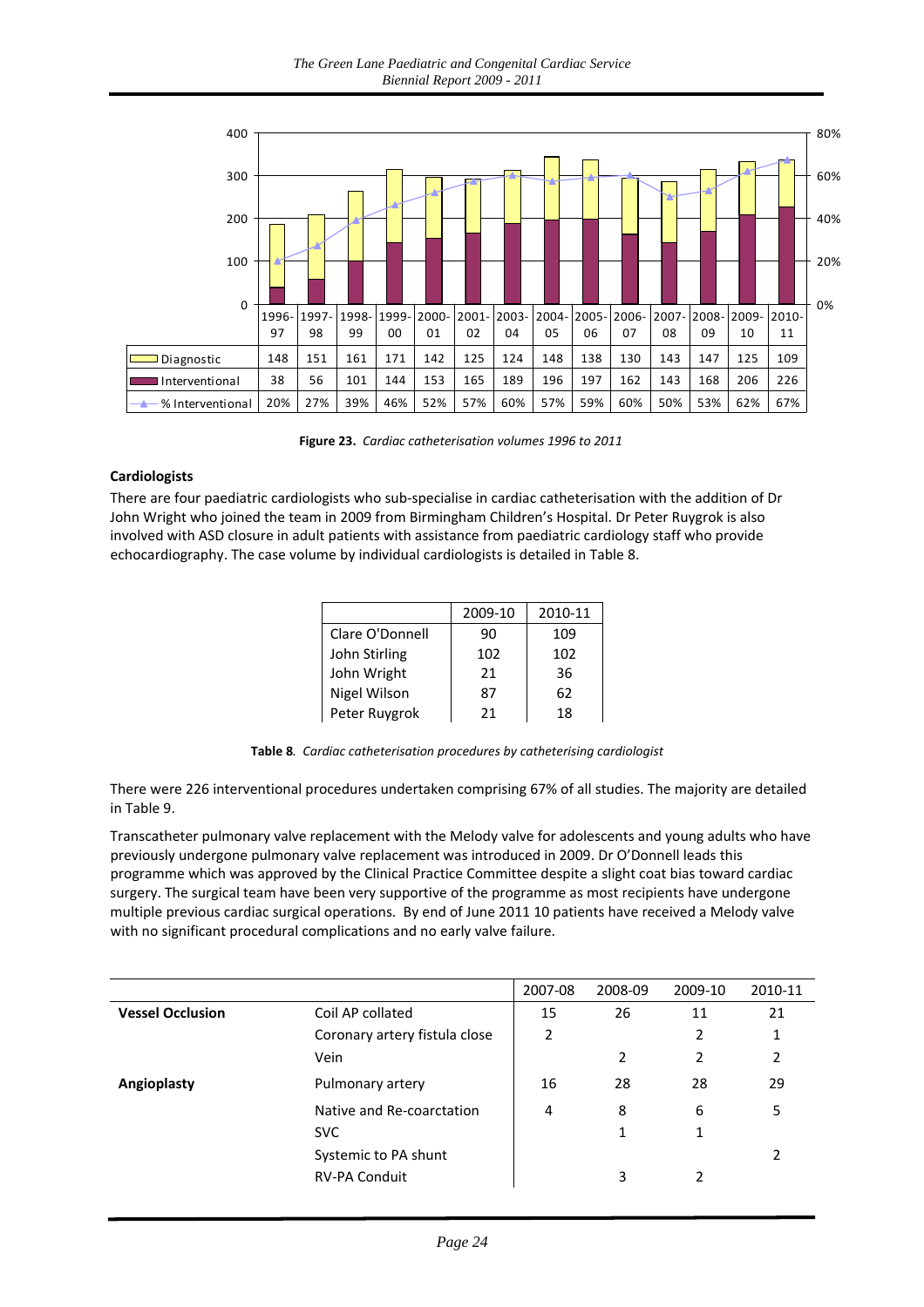| | 1996-97 | 1997-98 | 1998-99 | 1999-00 | 2000-01 | 2001-02 | 2003-04 | 2004-05 | 2005-06 | 2006-07 | 2007-08 | 2008-09 | 2009-10 | 2010-11 |
|---|---|---|---|---|---|---|---|---|---|---|---|---|---|---|
| Diagnostic | 148 | 151 | 161 | 171 | 142 | 125 | 124 | 148 | 138 | 130 | 143 | 147 | 125 | 109 |
| Interventional | 38 | 56 | 101 | 144 | 153 | 165 | 189 | 196 | 197 | 162 | 143 | 168 | 206 | 226 |
| % Interventional | 20% | 27% | 39% | 46% | 52% | 57% | 60% | 57% | 59% | 60% | 50% | 53% | 62% | 67% |

**Figure 23.** *Cardiac catheterisation volumes 1996 to 2011*

### Cardiologists

There are four paediatric cardiologists who sub-specialise in cardiac catheterisation with the addition of Dr John Wright who joined the team in 2009 from Birmingham Children's Hospital. Dr Peter Ruygrok is also involved with ASD closure in adult patients with assistance from paediatric cardiology staff who provide echocardiography. The case volume by individual cardiologists is detailed in Table 8.

| | 2009-10 | 2010-11 |
|---|---|---|
| Clare O'Donnell | 90 | 109 |
| John Stirling | 102 | 102 |
| John Wright | 21 | 36 |
| Nigel Wilson | 87 | 62 |
| Peter Ruygrok | 21 | 18 |

**Table 8**. *Cardiac catheterisation procedures by catheterising cardiologist*

There were 226 interventional procedures undertaken comprising 67% of all studies. The majority are detailed in Table 9.

Transcatheter pulmonary valve replacement with the Melody valve for adolescents and young adults who have previously undergone pulmonary valve replacement was introduced in 2009. Dr O'Donnell leads this programme which was approved by the Clinical Practice Committee despite a slight coat bias toward cardiac surgery. The surgical team have been very supportive of the programme as most recipients have undergone multiple previous cardiac surgical operations. By end of June 2011 10 patients have received a Melody valve with no significant procedural complications and no early valve failure.

| | | 2007-08 | 2008-09 | 2009-10 | 2010-11 |
|---|---|---|---|---|---|
| **Vessel Occlusion** | Coil AP collated | 15 | 26 | 11 | 21 |
| | Coronary artery fistula close | 2 | | 2 | 1 |
| | Vein | | 2 | 2 | 2 |
| **Angioplasty** | Pulmonary artery | 16 | 28 | 28 | 29 |
| | Native and Re-coarctation | 4 | 8 | 6 | 5 |
| | SVC | | 1 | 1 | |
| | Systemic to PA shunt | | | | 2 |
| | RV-PA Conduit | | 3 | 2 | |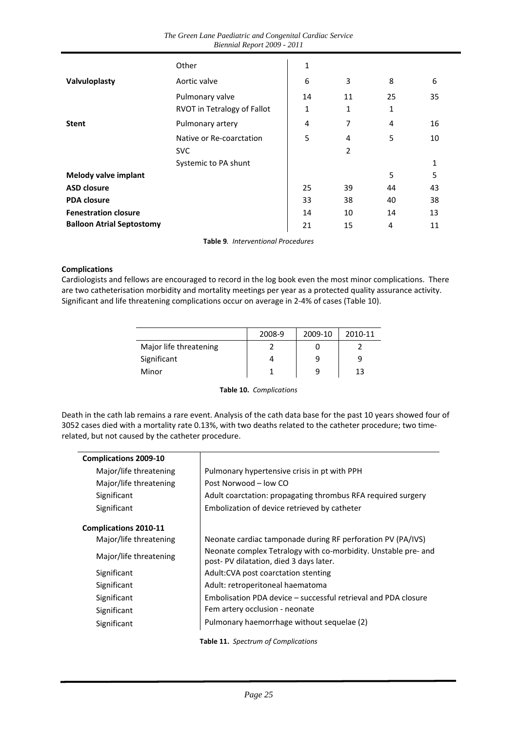| | | | | | |
|---|---|---|---|---|---|
| | Other | 1 | | | |
| **Valvuloplasty** | Aortic valve | 6 | 3 | 8 | 6 |
| | Pulmonary valve | 14 | 11 | 25 | 35 |
| | RVOT in Tetralogy of Fallot | 1 | 1 | 1 | |
| **Stent** | Pulmonary artery | 4 | 7 | 4 | 16 |
| | Native or Re-coarctation | 5 | 4 | 5 | 10 |
| | SVC | | 2 | | |
| | Systemic to PA shunt | | | | 1 |
| **Melody valve implant** | | | | 5 | 5 |
| **ASD closure** | | 25 | 39 | 44 | 43 |
| **PDA closure** | | 33 | 38 | 40 | 38 |
| **Fenestration closure** | | 14 | 10 | 14 | 13 |
| **Balloon Atrial Septostomy** | | 21 | 15 | 4 | 11 |

**Table 9**. *Interventional Procedures*

**Complications**

Cardiologists and fellows are encouraged to record in the log book even the most minor complications. There are two catheterisation morbidity and mortality meetings per year as a protected quality assurance activity. Significant and life threatening complications occur on average in 2-4% of cases (Table 10).

| | 2008-9 | 2009-10 | 2010-11 |
|---|---|---|---|
| Major life threatening | 2 | 0 | 2 |
| Significant | 4 | 9 | 9 |
| Minor | 1 | 9 | 13 |

**Table 10.** *Complications*

Death in the cath lab remains a rare event. Analysis of the cath data base for the past 10 years showed four of 3052 cases died with a mortality rate 0.13%, with two deaths related to the catheter procedure; two time-related, but not caused by the catheter procedure.

| **Complications 2009-10** | |
|---|---|
| Major/life threatening | Pulmonary hypertensive crisis in pt with PPH |
| Major/life threatening | Post Norwood – low CO |
| Significant | Adult coarctation: propagating thrombus RFA required surgery |
| Significant | Embolization of device retrieved by catheter |
| **Complications 2010-11** | |
| Major/life threatening | Neonate cardiac tamponade during RF perforation PV (PA/IVS) |
| Major/life threatening | Neonate complex Tetralogy with co-morbidity. Unstable pre- and post- PV dilatation, died 3 days later. |
| Significant | Adult:CVA post coarctation stenting |
| Significant | Adult: retroperitoneal haematoma |
| Significant | Embolisation PDA device – successful retrieval and PDA closure |
| Significant | Fem artery occlusion - neonate |
| Significant | Pulmonary haemorrhage without sequelae (2) |

**Table 11.** *Spectrum of Complications*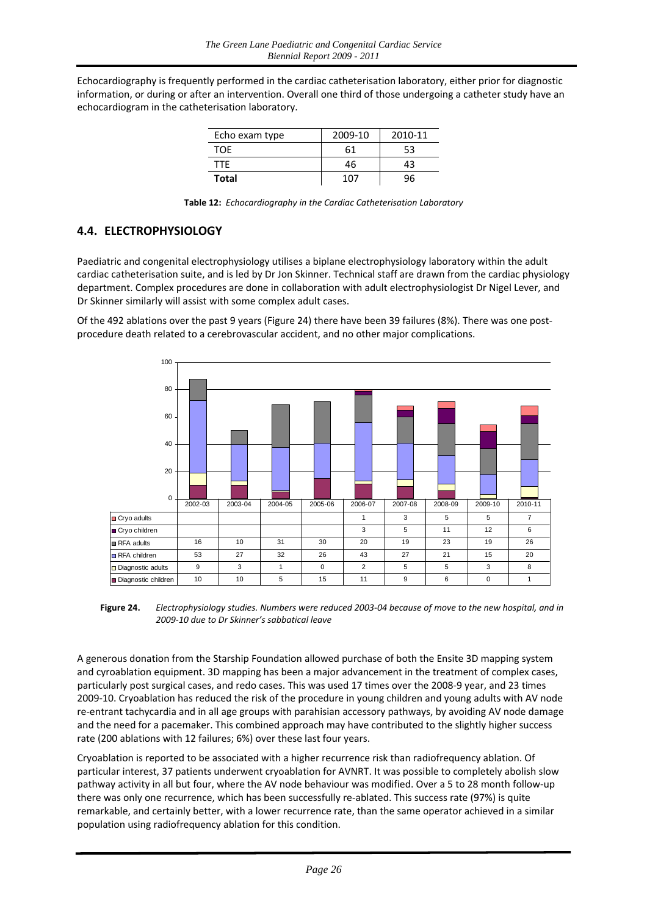Echocardiography is frequently performed in the cardiac catheterisation laboratory, either prior for diagnostic information, or during or after an intervention. Overall one third of those undergoing a catheter study have an echocardiogram in the catheterisation laboratory.

| Echo exam type | 2009-10 | 2010-11 |
|---|---|---|
| TOE | 61 | 53 |
| TTE | 46 | 43 |
| **Total** | 107 | 96 |

**Table 12:** *Echocardiography in the Cardiac Catheterisation Laboratory*

## 4.4. ELECTROPHYSIOLOGY

Paediatric and congenital electrophysiology utilises a biplane electrophysiology laboratory within the adult cardiac catheterisation suite, and is led by Dr Jon Skinner. Technical staff are drawn from the cardiac physiology department. Complex procedures are done in collaboration with adult electrophysiologist Dr Nigel Lever, and Dr Skinner similarly will assist with some complex adult cases.

Of the 492 ablations over the past 9 years (Figure 24) there have been 39 failures (8%). There was one post-procedure death related to a cerebrovascular accident, and no other major complications.

| | 2002-03 | 2003-04 | 2004-05 | 2005-06 | 2006-07 | 2007-08 | 2008-09 | 2009-10 | 2010-11 |
|---|---|---|---|---|---|---|---|---|---|
| Cryo adults | | | | | 1 | 3 | 5 | 5 | 7 |
| Cryo children | | | | | 3 | 5 | 11 | 12 | 6 |
| RFA adults | 16 | 10 | 31 | 30 | 20 | 19 | 23 | 19 | 26 |
| RFA children | 53 | 27 | 32 | 26 | 43 | 27 | 21 | 15 | 20 |
| Diagnostic adults | 9 | 3 | 1 | 0 | 2 | 5 | 5 | 3 | 8 |
| Diagnostic children | 10 | 10 | 5 | 15 | 11 | 9 | 6 | 0 | 1 |

**Figure 24.** *Electrophysiology studies. Numbers were reduced 2003-04 because of move to the new hospital, and in 2009-10 due to Dr Skinner's sabbatical leave*

A generous donation from the Starship Foundation allowed purchase of both the Ensite 3D mapping system and cyroablation equipment. 3D mapping has been a major advancement in the treatment of complex cases, particularly post surgical cases, and redo cases. This was used 17 times over the 2008-9 year, and 23 times 2009-10. Cryoablation has reduced the risk of the procedure in young children and young adults with AV node re-entrant tachycardia and in all age groups with parahisian accessory pathways, by avoiding AV node damage and the need for a pacemaker. This combined approach may have contributed to the slightly higher success rate (200 ablations with 12 failures; 6%) over these last four years.

Cryoablation is reported to be associated with a higher recurrence risk than radiofrequency ablation. Of particular interest, 37 patients underwent cryoablation for AVNRT. It was possible to completely abolish slow pathway activity in all but four, where the AV node behaviour was modified. Over a 5 to 28 month follow-up there was only one recurrence, which has been successfully re-ablated. This success rate (97%) is quite remarkable, and certainly better, with a lower recurrence rate, than the same operator achieved in a similar population using radiofrequency ablation for this condition.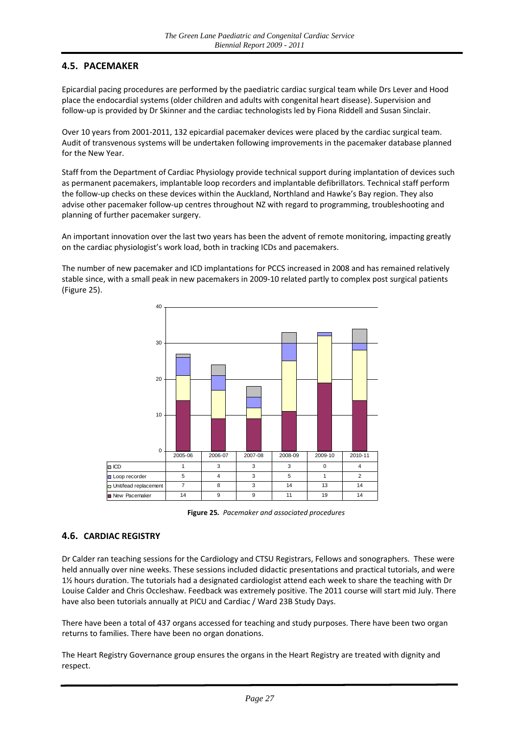## 4.5. PACEMAKER

Epicardial pacing procedures are performed by the paediatric cardiac surgical team while Drs Lever and Hood place the endocardial systems (older children and adults with congenital heart disease). Supervision and follow-up is provided by Dr Skinner and the cardiac technologists led by Fiona Riddell and Susan Sinclair.

Over 10 years from 2001-2011, 132 epicardial pacemaker devices were placed by the cardiac surgical team. Audit of transvenous systems will be undertaken following improvements in the pacemaker database planned for the New Year.

Staff from the Department of Cardiac Physiology provide technical support during implantation of devices such as permanent pacemakers, implantable loop recorders and implantable defibrillators. Technical staff perform the follow-up checks on these devices within the Auckland, Northland and Hawke's Bay region. They also advise other pacemaker follow-up centres throughout NZ with regard to programming, troubleshooting and planning of further pacemaker surgery.

An important innovation over the last two years has been the advent of remote monitoring, impacting greatly on the cardiac physiologist's work load, both in tracking ICDs and pacemakers.

The number of new pacemaker and ICD implantations for PCCS increased in 2008 and has remained relatively stable since, with a small peak in new pacemakers in 2009-10 related partly to complex post surgical patients (Figure 25).

| | 2005-06 | 2006-07 | 2007-08 | 2008-09 | 2009-10 | 2010-11 |
|---|---|---|---|---|---|---|
| ICD | 1 | 3 | 3 | 3 | 0 | 4 |
| Loop recorder | 5 | 4 | 3 | 5 | 1 | 2 |
| Unit/lead replacement | 7 | 8 | 3 | 14 | 13 | 14 |
| New Pacemaker | 14 | 9 | 9 | 11 | 19 | 14 |

**Figure 25.** *Pacemaker and associated procedures*

## 4.6. CARDIAC REGISTRY

Dr Calder ran teaching sessions for the Cardiology and CTSU Registrars, Fellows and sonographers. These were held annually over nine weeks. These sessions included didactic presentations and practical tutorials, and were 1½ hours duration. The tutorials had a designated cardiologist attend each week to share the teaching with Dr Louise Calder and Chris Occleshaw. Feedback was extremely positive. The 2011 course will start mid July. There have also been tutorials annually at PICU and Cardiac / Ward 23B Study Days.

There have been a total of 437 organs accessed for teaching and study purposes. There have been two organ returns to families. There have been no organ donations.

The Heart Registry Governance group ensures the organs in the Heart Registry are treated with dignity and respect.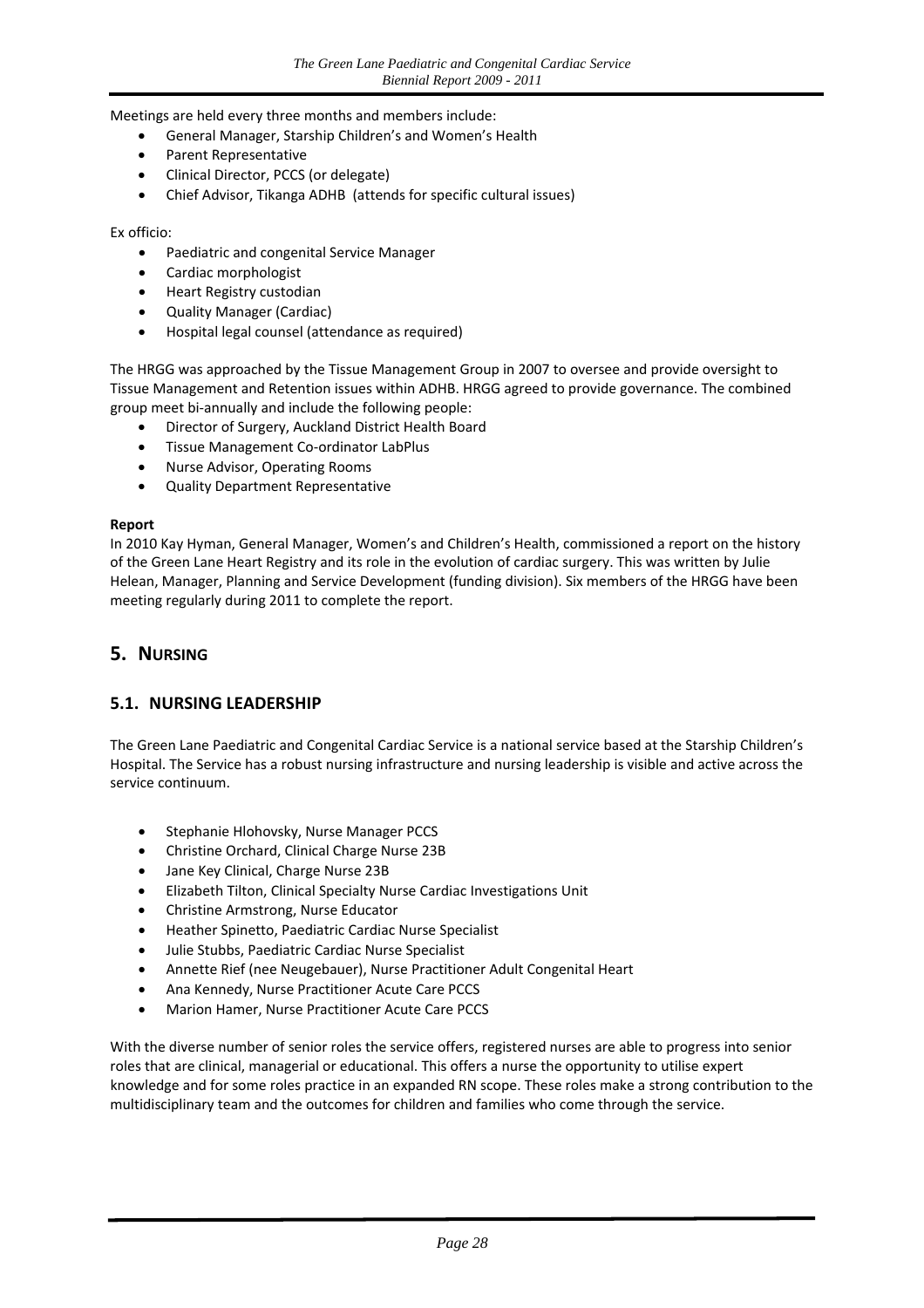Meetings are held every three months and members include:

- General Manager, Starship Children's and Women's Health
- Parent Representative
- Clinical Director, PCCS (or delegate)
- Chief Advisor, Tikanga ADHB (attends for specific cultural issues)

Ex officio:

- Paediatric and congenital Service Manager
- Cardiac morphologist
- Heart Registry custodian
- Quality Manager (Cardiac)
- Hospital legal counsel (attendance as required)

The HRGG was approached by the Tissue Management Group in 2007 to oversee and provide oversight to Tissue Management and Retention issues within ADHB. HRGG agreed to provide governance. The combined group meet bi-annually and include the following people:

- Director of Surgery, Auckland District Health Board
- Tissue Management Co-ordinator LabPlus
- Nurse Advisor, Operating Rooms
- Quality Department Representative

**Report**

In 2010 Kay Hyman, General Manager, Women's and Children's Health, commissioned a report on the history of the Green Lane Heart Registry and its role in the evolution of cardiac surgery. This was written by Julie Helean, Manager, Planning and Service Development (funding division). Six members of the HRGG have been meeting regularly during 2011 to complete the report.

## 5. NURSING

### 5.1. NURSING LEADERSHIP

The Green Lane Paediatric and Congenital Cardiac Service is a national service based at the Starship Children's Hospital. The Service has a robust nursing infrastructure and nursing leadership is visible and active across the service continuum.

- Stephanie Hlohovsky, Nurse Manager PCCS
- Christine Orchard, Clinical Charge Nurse 23B
- Jane Key Clinical, Charge Nurse 23B
- Elizabeth Tilton, Clinical Specialty Nurse Cardiac Investigations Unit
- Christine Armstrong, Nurse Educator
- Heather Spinetto, Paediatric Cardiac Nurse Specialist
- Julie Stubbs, Paediatric Cardiac Nurse Specialist
- Annette Rief (nee Neugebauer), Nurse Practitioner Adult Congenital Heart
- Ana Kennedy, Nurse Practitioner Acute Care PCCS
- Marion Hamer, Nurse Practitioner Acute Care PCCS

With the diverse number of senior roles the service offers, registered nurses are able to progress into senior roles that are clinical, managerial or educational. This offers a nurse the opportunity to utilise expert knowledge and for some roles practice in an expanded RN scope. These roles make a strong contribution to the multidisciplinary team and the outcomes for children and families who come through the service.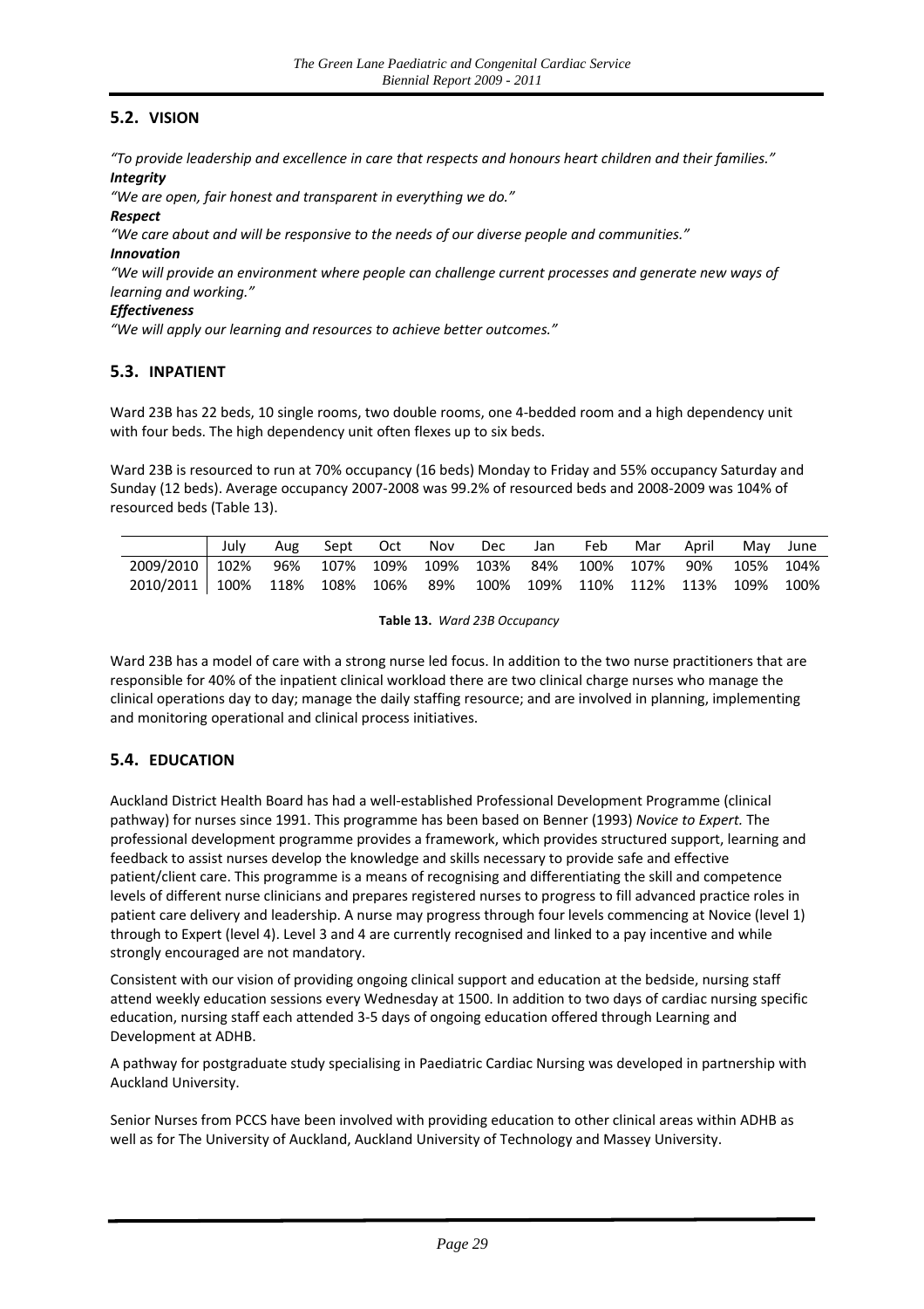## 5.2. VISION

*"To provide leadership and excellence in care that respects and honours heart children and their families."*

***Integrity***

*"We are open, fair honest and transparent in everything we do."*

***Respect***

*"We care about and will be responsive to the needs of our diverse people and communities."*

***Innovation***

*"We will provide an environment where people can challenge current processes and generate new ways of learning and working."*

***Effectiveness***

*"We will apply our learning and resources to achieve better outcomes."*

## 5.3. INPATIENT

Ward 23B has 22 beds, 10 single rooms, two double rooms, one 4-bedded room and a high dependency unit with four beds. The high dependency unit often flexes up to six beds.

Ward 23B is resourced to run at 70% occupancy (16 beds) Monday to Friday and 55% occupancy Saturday and Sunday (12 beds). Average occupancy 2007-2008 was 99.2% of resourced beds and 2008-2009 was 104% of resourced beds (Table 13).

| | July | Aug | Sept | Oct | Nov | Dec | Jan | Feb | Mar | April | May | June |
|---|---|---|---|---|---|---|---|---|---|---|---|---|
| 2009/2010 | 102% | 96% | 107% | 109% | 109% | 103% | 84% | 100% | 107% | 90% | 105% | 104% |
| 2010/2011 | 100% | 118% | 108% | 106% | 89% | 100% | 109% | 110% | 112% | 113% | 109% | 100% |

**Table 13.** *Ward 23B Occupancy*

Ward 23B has a model of care with a strong nurse led focus. In addition to the two nurse practitioners that are responsible for 40% of the inpatient clinical workload there are two clinical charge nurses who manage the clinical operations day to day; manage the daily staffing resource; and are involved in planning, implementing and monitoring operational and clinical process initiatives.

## 5.4. EDUCATION

Auckland District Health Board has had a well-established Professional Development Programme (clinical pathway) for nurses since 1991. This programme has been based on Benner (1993) *Novice to Expert.* The professional development programme provides a framework, which provides structured support, learning and feedback to assist nurses develop the knowledge and skills necessary to provide safe and effective patient/client care. This programme is a means of recognising and differentiating the skill and competence levels of different nurse clinicians and prepares registered nurses to progress to fill advanced practice roles in patient care delivery and leadership. A nurse may progress through four levels commencing at Novice (level 1) through to Expert (level 4). Level 3 and 4 are currently recognised and linked to a pay incentive and while strongly encouraged are not mandatory.

Consistent with our vision of providing ongoing clinical support and education at the bedside, nursing staff attend weekly education sessions every Wednesday at 1500. In addition to two days of cardiac nursing specific education, nursing staff each attended 3-5 days of ongoing education offered through Learning and Development at ADHB.

A pathway for postgraduate study specialising in Paediatric Cardiac Nursing was developed in partnership with Auckland University.

Senior Nurses from PCCS have been involved with providing education to other clinical areas within ADHB as well as for The University of Auckland, Auckland University of Technology and Massey University.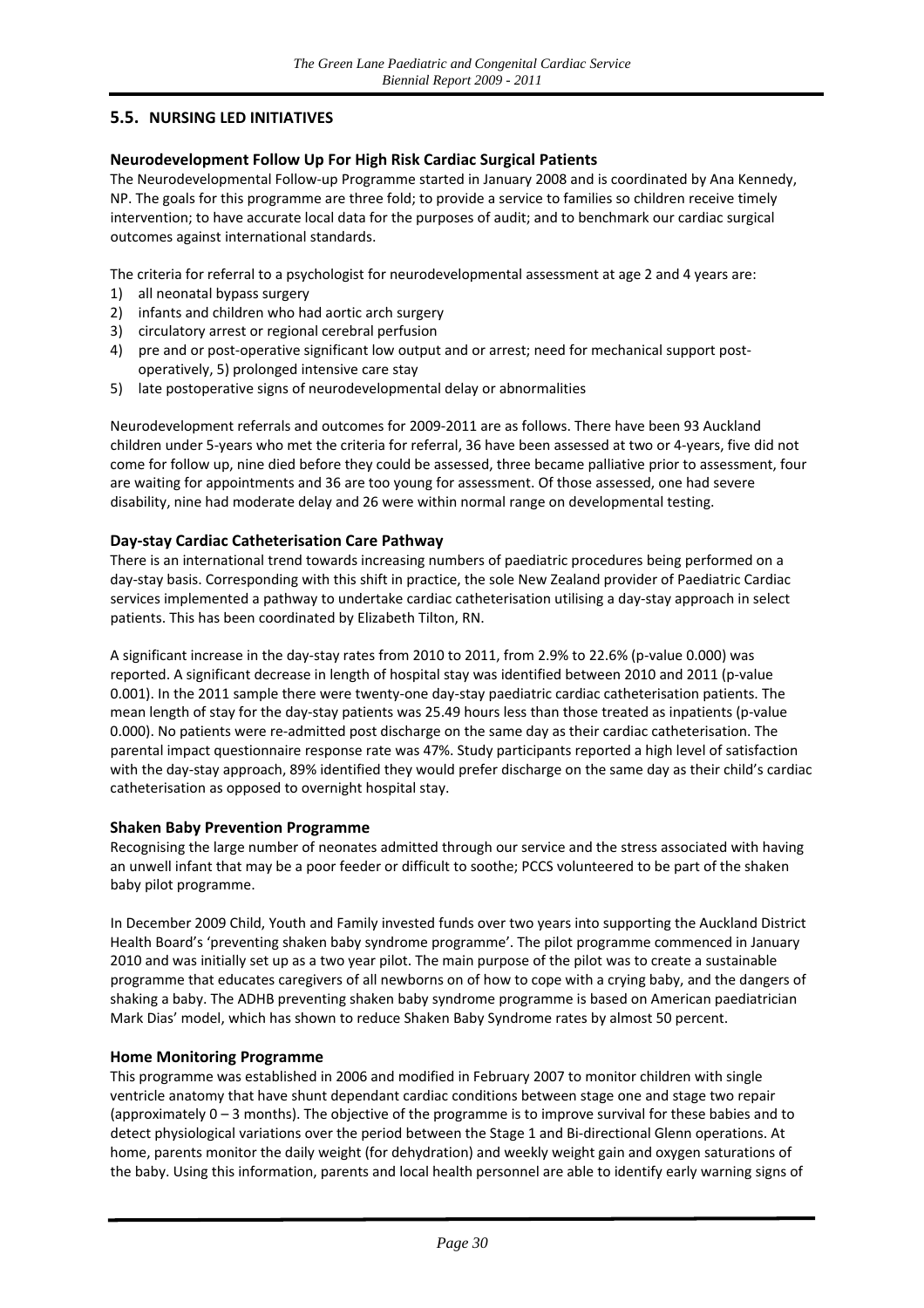## 5.5. NURSING LED INITIATIVES

### Neurodevelopment Follow Up For High Risk Cardiac Surgical Patients

The Neurodevelopmental Follow-up Programme started in January 2008 and is coordinated by Ana Kennedy, NP. The goals for this programme are three fold; to provide a service to families so children receive timely intervention; to have accurate local data for the purposes of audit; and to benchmark our cardiac surgical outcomes against international standards.

The criteria for referral to a psychologist for neurodevelopmental assessment at age 2 and 4 years are:

1) all neonatal bypass surgery
2) infants and children who had aortic arch surgery
3) circulatory arrest or regional cerebral perfusion
4) pre and or post-operative significant low output and or arrest; need for mechanical support post-operatively, 5) prolonged intensive care stay
5) late postoperative signs of neurodevelopmental delay or abnormalities

Neurodevelopment referrals and outcomes for 2009-2011 are as follows. There have been 93 Auckland children under 5-years who met the criteria for referral, 36 have been assessed at two or 4-years, five did not come for follow up, nine died before they could be assessed, three became palliative prior to assessment, four are waiting for appointments and 36 are too young for assessment. Of those assessed, one had severe disability, nine had moderate delay and 26 were within normal range on developmental testing.

### Day-stay Cardiac Catheterisation Care Pathway

There is an international trend towards increasing numbers of paediatric procedures being performed on a day-stay basis. Corresponding with this shift in practice, the sole New Zealand provider of Paediatric Cardiac services implemented a pathway to undertake cardiac catheterisation utilising a day-stay approach in select patients. This has been coordinated by Elizabeth Tilton, RN.

A significant increase in the day-stay rates from 2010 to 2011, from 2.9% to 22.6% (p-value 0.000) was reported. A significant decrease in length of hospital stay was identified between 2010 and 2011 (p-value 0.001). In the 2011 sample there were twenty-one day-stay paediatric cardiac catheterisation patients. The mean length of stay for the day-stay patients was 25.49 hours less than those treated as inpatients (p-value 0.000). No patients were re-admitted post discharge on the same day as their cardiac catheterisation. The parental impact questionnaire response rate was 47%. Study participants reported a high level of satisfaction with the day-stay approach, 89% identified they would prefer discharge on the same day as their child's cardiac catheterisation as opposed to overnight hospital stay.

### Shaken Baby Prevention Programme

Recognising the large number of neonates admitted through our service and the stress associated with having an unwell infant that may be a poor feeder or difficult to soothe; PCCS volunteered to be part of the shaken baby pilot programme.

In December 2009 Child, Youth and Family invested funds over two years into supporting the Auckland District Health Board's 'preventing shaken baby syndrome programme'. The pilot programme commenced in January 2010 and was initially set up as a two year pilot. The main purpose of the pilot was to create a sustainable programme that educates caregivers of all newborns on of how to cope with a crying baby, and the dangers of shaking a baby. The ADHB preventing shaken baby syndrome programme is based on American paediatrician Mark Dias' model, which has shown to reduce Shaken Baby Syndrome rates by almost 50 percent.

### Home Monitoring Programme

This programme was established in 2006 and modified in February 2007 to monitor children with single ventricle anatomy that have shunt dependant cardiac conditions between stage one and stage two repair (approximately 0 – 3 months). The objective of the programme is to improve survival for these babies and to detect physiological variations over the period between the Stage 1 and Bi-directional Glenn operations. At home, parents monitor the daily weight (for dehydration) and weekly weight gain and oxygen saturations of the baby. Using this information, parents and local health personnel are able to identify early warning signs of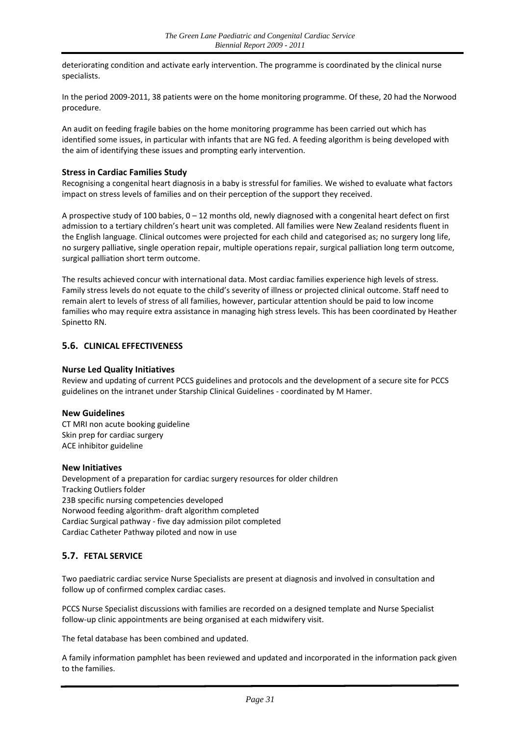deteriorating condition and activate early intervention. The programme is coordinated by the clinical nurse specialists.

In the period 2009-2011, 38 patients were on the home monitoring programme. Of these, 20 had the Norwood procedure.

An audit on feeding fragile babies on the home monitoring programme has been carried out which has identified some issues, in particular with infants that are NG fed. A feeding algorithm is being developed with the aim of identifying these issues and prompting early intervention.

**Stress in Cardiac Families Study**

Recognising a congenital heart diagnosis in a baby is stressful for families. We wished to evaluate what factors impact on stress levels of families and on their perception of the support they received.

A prospective study of 100 babies, 0 – 12 months old, newly diagnosed with a congenital heart defect on first admission to a tertiary children's heart unit was completed. All families were New Zealand residents fluent in the English language. Clinical outcomes were projected for each child and categorised as; no surgery long life, no surgery palliative, single operation repair, multiple operations repair, surgical palliation long term outcome, surgical palliation short term outcome.

The results achieved concur with international data. Most cardiac families experience high levels of stress. Family stress levels do not equate to the child's severity of illness or projected clinical outcome. Staff need to remain alert to levels of stress of all families, however, particular attention should be paid to low income families who may require extra assistance in managing high stress levels. This has been coordinated by Heather Spinetto RN.

## 5.6. CLINICAL EFFECTIVENESS

**Nurse Led Quality Initiatives**

Review and updating of current PCCS guidelines and protocols and the development of a secure site for PCCS guidelines on the intranet under Starship Clinical Guidelines - coordinated by M Hamer.

**New Guidelines**

CT MRI non acute booking guideline
Skin prep for cardiac surgery
ACE inhibitor guideline

**New Initiatives**

Development of a preparation for cardiac surgery resources for older children
Tracking Outliers folder
23B specific nursing competencies developed
Norwood feeding algorithm- draft algorithm completed
Cardiac Surgical pathway - five day admission pilot completed
Cardiac Catheter Pathway piloted and now in use

## 5.7. FETAL SERVICE

Two paediatric cardiac service Nurse Specialists are present at diagnosis and involved in consultation and follow up of confirmed complex cardiac cases.

PCCS Nurse Specialist discussions with families are recorded on a designed template and Nurse Specialist follow-up clinic appointments are being organised at each midwifery visit.

The fetal database has been combined and updated.

A family information pamphlet has been reviewed and updated and incorporated in the information pack given to the families.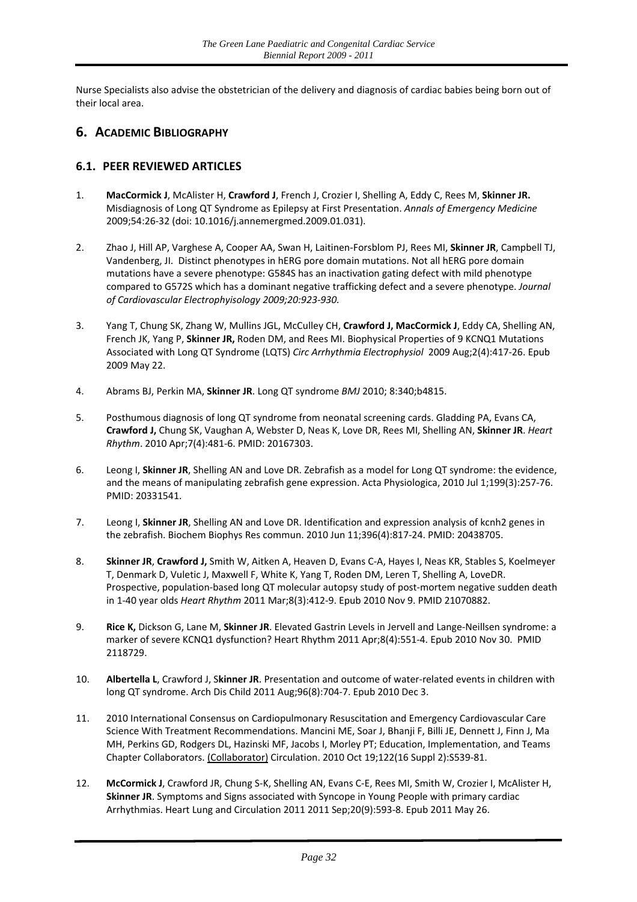Nurse Specialists also advise the obstetrician of the delivery and diagnosis of cardiac babies being born out of their local area.

# 6. ACADEMIC BIBLIOGRAPHY

## 6.1. PEER REVIEWED ARTICLES

1. **MacCormick J**, McAlister H, **Crawford J**, French J, Crozier I, Shelling A, Eddy C, Rees M, **Skinner JR.** Misdiagnosis of Long QT Syndrome as Epilepsy at First Presentation. *Annals of Emergency Medicine* 2009;54:26-32 (doi: 10.1016/j.annemergmed.2009.01.031).

2. Zhao J, Hill AP, Varghese A, Cooper AA, Swan H, Laitinen-Forsblom PJ, Rees MI, **Skinner JR**, Campbell TJ, Vandenberg, JI. Distinct phenotypes in hERG pore domain mutations. Not all hERG pore domain mutations have a severe phenotype: G584S has an inactivation gating defect with mild phenotype compared to G572S which has a dominant negative trafficking defect and a severe phenotype. *Journal of Cardiovascular Electrophyisology 2009;20:923-930.*

3. Yang T, Chung SK, Zhang W, Mullins JGL, McCulley CH, **Crawford J, MacCormick J**, Eddy CA, Shelling AN, French JK, Yang P, **Skinner JR,** Roden DM, and Rees MI. Biophysical Properties of 9 KCNQ1 Mutations Associated with Long QT Syndrome (LQTS) *Circ Arrhythmia Electrophysiol* 2009 Aug;2(4):417-26. Epub 2009 May 22.

4. Abrams BJ, Perkin MA, **Skinner JR**. Long QT syndrome *BMJ* 2010; 8:340;b4815.

5. Posthumous diagnosis of long QT syndrome from neonatal screening cards. Gladding PA, Evans CA, **Crawford J,** Chung SK, Vaughan A, Webster D, Neas K, Love DR, Rees MI, Shelling AN, **Skinner JR**. *Heart Rhythm*. 2010 Apr;7(4):481-6. PMID: 20167303.

6. Leong I, **Skinner JR**, Shelling AN and Love DR. Zebrafish as a model for Long QT syndrome: the evidence, and the means of manipulating zebrafish gene expression. Acta Physiologica, 2010 Jul 1;199(3):257-76. PMID: 20331541.

7. Leong I, **Skinner JR**, Shelling AN and Love DR. Identification and expression analysis of kcnh2 genes in the zebrafish. Biochem Biophys Res commun. 2010 Jun 11;396(4):817-24. PMID: 20438705.

8. **Skinner JR**, **Crawford J,** Smith W, Aitken A, Heaven D, Evans C-A, Hayes I, Neas KR, Stables S, Koelmeyer T, Denmark D, Vuletic J, Maxwell F, White K, Yang T, Roden DM, Leren T, Shelling A, LoveDR. Prospective, population-based long QT molecular autopsy study of post-mortem negative sudden death in 1-40 year olds *Heart Rhythm* 2011 Mar;8(3):412-9. Epub 2010 Nov 9. PMID 21070882.

9. **Rice K,** Dickson G, Lane M, **Skinner JR**. Elevated Gastrin Levels in Jervell and Lange-Neillsen syndrome: a marker of severe KCNQ1 dysfunction? Heart Rhythm 2011 Apr;8(4):551-4. Epub 2010 Nov 30. PMID 2118729.

10. **Albertella L**, Crawford J, S**kinner JR**. Presentation and outcome of water-related events in children with long QT syndrome. Arch Dis Child 2011 Aug;96(8):704-7. Epub 2010 Dec 3.

11. 2010 International Consensus on Cardiopulmonary Resuscitation and Emergency Cardiovascular Care Science With Treatment Recommendations. Mancini ME, Soar J, Bhanji F, Billi JE, Dennett J, Finn J, Ma MH, Perkins GD, Rodgers DL, Hazinski MF, Jacobs I, Morley PT; Education, Implementation, and Teams Chapter Collaborators. (Collaborator) Circulation. 2010 Oct 19;122(16 Suppl 2):S539-81.

12. **McCormick J**, Crawford JR, Chung S-K, Shelling AN, Evans C-E, Rees MI, Smith W, Crozier I, McAlister H, **Skinner JR**. Symptoms and Signs associated with Syncope in Young People with primary cardiac Arrhythmias. Heart Lung and Circulation 2011 2011 Sep;20(9):593-8. Epub 2011 May 26.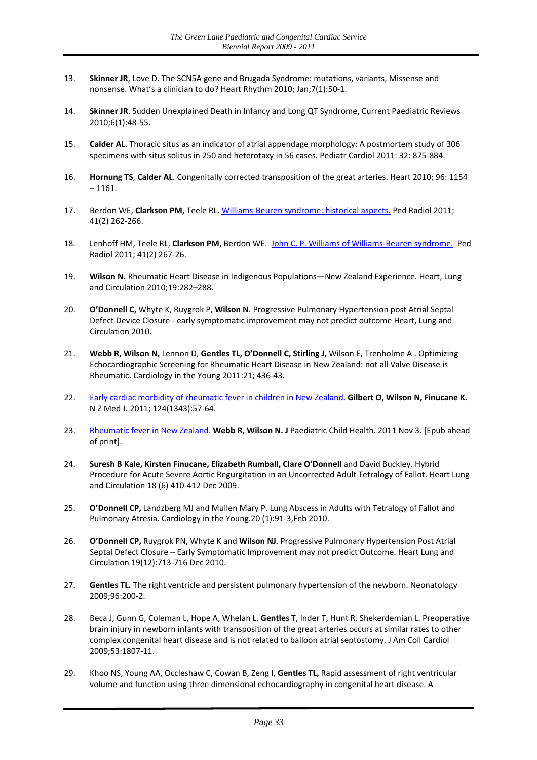13. **Skinner JR**, Love D. The SCN5A gene and Brugada Syndrome: mutations, variants, Missense and nonsense. What's a clinician to do? Heart Rhythm 2010; Jan;7(1):50-1.

14. **Skinner JR**. Sudden Unexplained Death in Infancy and Long QT Syndrome, Current Paediatric Reviews 2010;6(1):48-55.

15. **Calder AL**. Thoracic situs as an indicator of atrial appendage morphology: A postmortem study of 306 specimens with situs solitus in 250 and heterotaxy in 56 cases. Pediatr Cardiol 2011: 32: 875-884.

16. **Hornung TS**, **Calder AL**. Congenitally corrected transposition of the great arteries. Heart 2010; 96: 1154 – 1161.

17. Berdon WE, **Clarkson PM,** Teele RL. Williams-Beuren syndrome: historical aspects. Ped Radiol 2011; 41(2) 262-266.

18. Lenhoff HM, Teele RL, **Clarkson PM,** Berdon WE. John C. P. Williams of Williams-Beuren syndrome. Ped Radiol 2011; 41(2) 267-26.

19. **Wilson N.** Rheumatic Heart Disease in Indigenous Populations—New Zealand Experience. Heart, Lung and Circulation 2010;19:282–288.

20. **O'Donnell C,** Whyte K, Ruygrok P, **Wilson N**. Progressive Pulmonary Hypertension post Atrial Septal Defect Device Closure - early symptomatic improvement may not predict outcome Heart, Lung and Circulation 2010.

21. **Webb R, Wilson N,** Lennon D, **Gentles TL, O'Donnell C, Stirling J,** Wilson E, Trenholme A . Optimizing Echocardiographic Screening for Rheumatic Heart Disease in New Zealand: not all Valve Disease is Rheumatic. Cardiology in the Young 2011:21; 436-43.

22. Early cardiac morbidity of rheumatic fever in children in New Zealand. **Gilbert O, Wilson N, Finucane K.** N Z Med J. 2011; 124(1343):57-64.

23. Rheumatic fever in New Zealand. **Webb R, Wilson N. J** Paediatric Child Health. 2011 Nov 3. [Epub ahead of print].

24. **Suresh B Kale, Kirsten Finucane, Elizabeth Rumball, Clare O'Donnell** and David Buckley. Hybrid Procedure for Acute Severe Aortic Regurgitation in an Uncorrected Adult Tetralogy of Fallot. Heart Lung and Circulation 18 (6) 410-412 Dec 2009.

25. **O'Donnell CP,** Landzberg MJ and Mullen Mary P. Lung Abscess in Adults with Tetralogy of Fallot and Pulmonary Atresia. Cardiology in the Young.20 (1):91-3,Feb 2010.

26. **O'Donnell CP,** Ruygrok PN, Whyte K and **Wilson NJ**. Progressive Pulmonary Hypertension Post Atrial Septal Defect Closure – Early Symptomatic Improvement may not predict Outcome. Heart Lung and Circulation 19(12):713-716 Dec 2010.

27. **Gentles TL.** The right ventricle and persistent pulmonary hypertension of the newborn. Neonatology 2009;96:200-2.

28. Beca J, Gunn G, Coleman L, Hope A, Whelan L, **Gentles T**, Inder T, Hunt R, Shekerdemian L. Preoperative brain injury in newborn infants with transposition of the great arteries occurs at similar rates to other complex congenital heart disease and is not related to balloon atrial septostomy. J Am Coll Cardiol 2009;53:1807-11.

29. Khoo NS, Young AA, Occleshaw C, Cowan B, Zeng I, **Gentles TL,** Rapid assessment of right ventricular volume and function using three dimensional echocardiography in congenital heart disease. A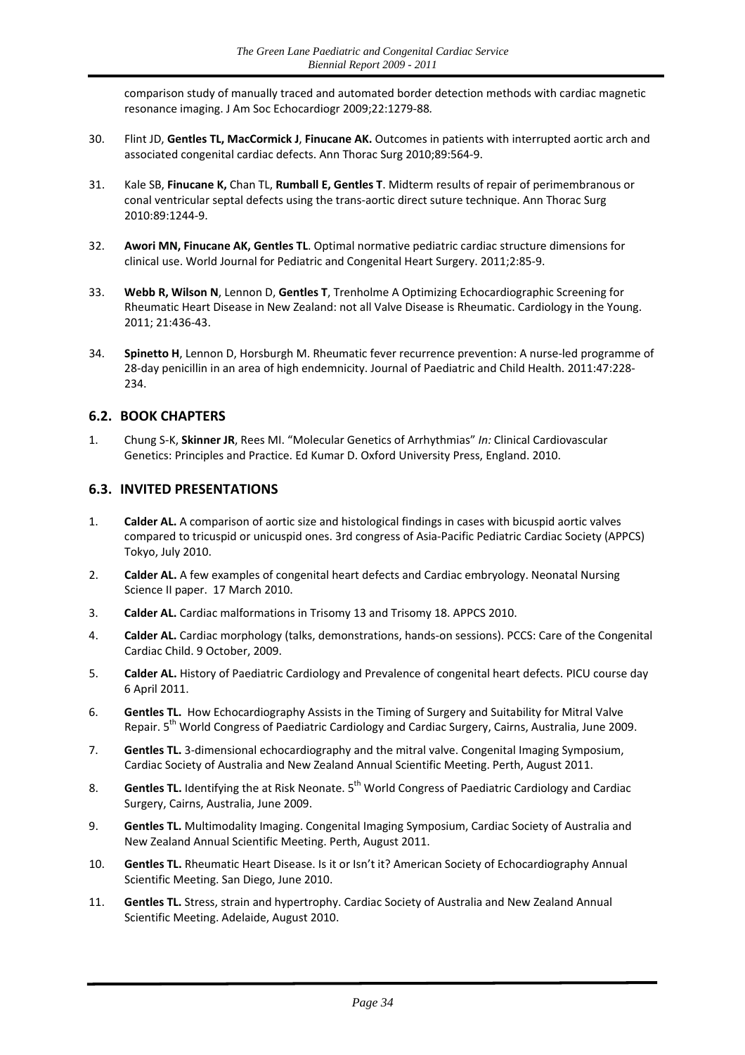comparison study of manually traced and automated border detection methods with cardiac magnetic resonance imaging. J Am Soc Echocardiogr 2009;22:1279-88*.*

30. Flint JD, **Gentles TL, MacCormick J**, **Finucane AK.** Outcomes in patients with interrupted aortic arch and associated congenital cardiac defects. Ann Thorac Surg 2010;89:564-9.

31. Kale SB, **Finucane K,** Chan TL, **Rumball E, Gentles T**. Midterm results of repair of perimembranous or conal ventricular septal defects using the trans-aortic direct suture technique. Ann Thorac Surg 2010:89:1244-9.

32. **Awori MN, Finucane AK, Gentles TL**. Optimal normative pediatric cardiac structure dimensions for clinical use. World Journal for Pediatric and Congenital Heart Surgery. 2011;2:85-9.

33. **Webb R, Wilson N**, Lennon D, **Gentles T**, Trenholme A Optimizing Echocardiographic Screening for Rheumatic Heart Disease in New Zealand: not all Valve Disease is Rheumatic. Cardiology in the Young. 2011; 21:436-43.

34. **Spinetto H**, Lennon D, Horsburgh M. Rheumatic fever recurrence prevention: A nurse-led programme of 28-day penicillin in an area of high endemnicity. Journal of Paediatric and Child Health. 2011:47:228-234.

## 6.2. BOOK CHAPTERS

1. Chung S-K, **Skinner JR**, Rees MI. "Molecular Genetics of Arrhythmias" *In:* Clinical Cardiovascular Genetics: Principles and Practice. Ed Kumar D. Oxford University Press, England. 2010.

## 6.3. INVITED PRESENTATIONS

1. **Calder AL.** A comparison of aortic size and histological findings in cases with bicuspid aortic valves compared to tricuspid or unicuspid ones. 3rd congress of Asia-Pacific Pediatric Cardiac Society (APPCS) Tokyo, July 2010.

2. **Calder AL.** A few examples of congenital heart defects and Cardiac embryology. Neonatal Nursing Science II paper. 17 March 2010.

3. **Calder AL.** Cardiac malformations in Trisomy 13 and Trisomy 18. APPCS 2010.

4. **Calder AL.** Cardiac morphology (talks, demonstrations, hands-on sessions). PCCS: Care of the Congenital Cardiac Child. 9 October, 2009.

5. **Calder AL.** History of Paediatric Cardiology and Prevalence of congenital heart defects. PICU course day 6 April 2011.

6. **Gentles TL.** How Echocardiography Assists in the Timing of Surgery and Suitability for Mitral Valve Repair. 5th World Congress of Paediatric Cardiology and Cardiac Surgery, Cairns, Australia, June 2009.

7. **Gentles TL.** 3-dimensional echocardiography and the mitral valve. Congenital Imaging Symposium, Cardiac Society of Australia and New Zealand Annual Scientific Meeting. Perth, August 2011.

8. **Gentles TL.** Identifying the at Risk Neonate. 5th World Congress of Paediatric Cardiology and Cardiac Surgery, Cairns, Australia, June 2009.

9. **Gentles TL.** Multimodality Imaging. Congenital Imaging Symposium, Cardiac Society of Australia and New Zealand Annual Scientific Meeting. Perth, August 2011.

10. **Gentles TL.** Rheumatic Heart Disease. Is it or Isn't it? American Society of Echocardiography Annual Scientific Meeting. San Diego, June 2010.

11. **Gentles TL.** Stress, strain and hypertrophy. Cardiac Society of Australia and New Zealand Annual Scientific Meeting. Adelaide, August 2010.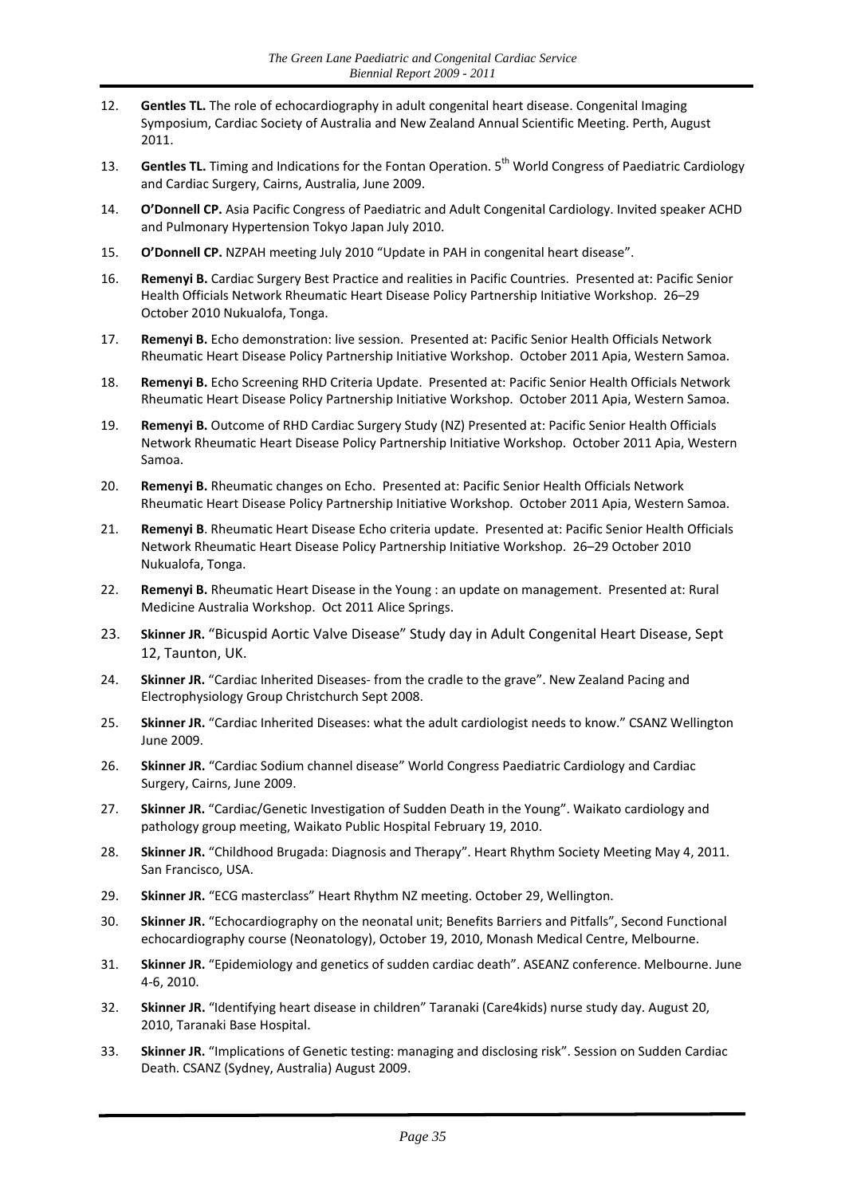12. **Gentles TL.** The role of echocardiography in adult congenital heart disease. Congenital Imaging Symposium, Cardiac Society of Australia and New Zealand Annual Scientific Meeting. Perth, August 2011.

13. **Gentles TL.** Timing and Indications for the Fontan Operation. 5th World Congress of Paediatric Cardiology and Cardiac Surgery, Cairns, Australia, June 2009.

14. **O'Donnell CP.** Asia Pacific Congress of Paediatric and Adult Congenital Cardiology. Invited speaker ACHD and Pulmonary Hypertension Tokyo Japan July 2010.

15. **O'Donnell CP.** NZPAH meeting July 2010 "Update in PAH in congenital heart disease".

16. **Remenyi B.** Cardiac Surgery Best Practice and realities in Pacific Countries. Presented at: Pacific Senior Health Officials Network Rheumatic Heart Disease Policy Partnership Initiative Workshop. 26–29 October 2010 Nukualofa, Tonga.

17. **Remenyi B.** Echo demonstration: live session. Presented at: Pacific Senior Health Officials Network Rheumatic Heart Disease Policy Partnership Initiative Workshop. October 2011 Apia, Western Samoa.

18. **Remenyi B.** Echo Screening RHD Criteria Update. Presented at: Pacific Senior Health Officials Network Rheumatic Heart Disease Policy Partnership Initiative Workshop. October 2011 Apia, Western Samoa.

19. **Remenyi B.** Outcome of RHD Cardiac Surgery Study (NZ) Presented at: Pacific Senior Health Officials Network Rheumatic Heart Disease Policy Partnership Initiative Workshop. October 2011 Apia, Western Samoa.

20. **Remenyi B.** Rheumatic changes on Echo. Presented at: Pacific Senior Health Officials Network Rheumatic Heart Disease Policy Partnership Initiative Workshop. October 2011 Apia, Western Samoa.

21. **Remenyi B**. Rheumatic Heart Disease Echo criteria update. Presented at: Pacific Senior Health Officials Network Rheumatic Heart Disease Policy Partnership Initiative Workshop. 26–29 October 2010 Nukualofa, Tonga.

22. **Remenyi B.** Rheumatic Heart Disease in the Young : an update on management. Presented at: Rural Medicine Australia Workshop. Oct 2011 Alice Springs.

23. **Skinner JR.** "Bicuspid Aortic Valve Disease" Study day in Adult Congenital Heart Disease, Sept 12, Taunton, UK.

24. **Skinner JR.** "Cardiac Inherited Diseases- from the cradle to the grave". New Zealand Pacing and Electrophysiology Group Christchurch Sept 2008.

25. **Skinner JR.** "Cardiac Inherited Diseases: what the adult cardiologist needs to know." CSANZ Wellington June 2009.

26. **Skinner JR.** "Cardiac Sodium channel disease" World Congress Paediatric Cardiology and Cardiac Surgery, Cairns, June 2009.

27. **Skinner JR.** "Cardiac/Genetic Investigation of Sudden Death in the Young". Waikato cardiology and pathology group meeting, Waikato Public Hospital February 19, 2010.

28. **Skinner JR.** "Childhood Brugada: Diagnosis and Therapy". Heart Rhythm Society Meeting May 4, 2011. San Francisco, USA.

29. **Skinner JR.** "ECG masterclass" Heart Rhythm NZ meeting. October 29, Wellington.

30. **Skinner JR.** "Echocardiography on the neonatal unit; Benefits Barriers and Pitfalls", Second Functional echocardiography course (Neonatology), October 19, 2010, Monash Medical Centre, Melbourne.

31. **Skinner JR.** "Epidemiology and genetics of sudden cardiac death". ASEANZ conference. Melbourne. June 4-6, 2010.

32. **Skinner JR.** "Identifying heart disease in children" Taranaki (Care4kids) nurse study day. August 20, 2010, Taranaki Base Hospital.

33. **Skinner JR.** "Implications of Genetic testing: managing and disclosing risk". Session on Sudden Cardiac Death. CSANZ (Sydney, Australia) August 2009.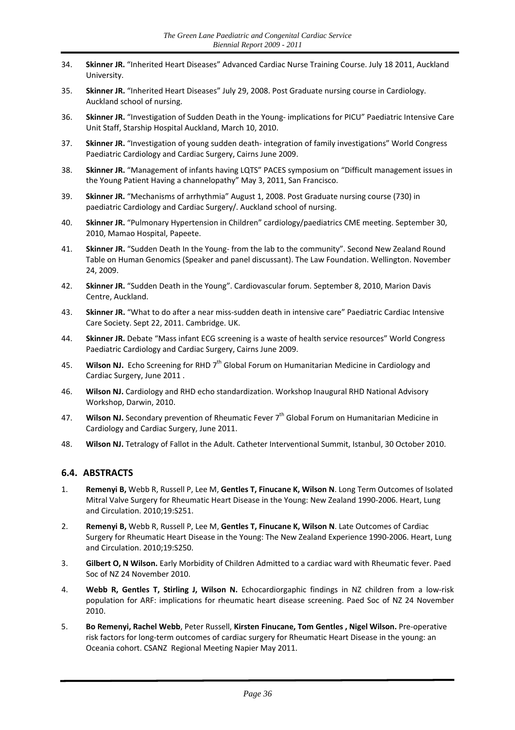34. **Skinner JR.** "Inherited Heart Diseases" Advanced Cardiac Nurse Training Course. July 18 2011, Auckland University.

35. **Skinner JR.** "Inherited Heart Diseases" July 29, 2008. Post Graduate nursing course in Cardiology. Auckland school of nursing.

36. **Skinner JR.** "Investigation of Sudden Death in the Young- implications for PICU" Paediatric Intensive Care Unit Staff, Starship Hospital Auckland, March 10, 2010.

37. **Skinner JR.** "Investigation of young sudden death- integration of family investigations" World Congress Paediatric Cardiology and Cardiac Surgery, Cairns June 2009.

38. **Skinner JR.** "Management of infants having LQTS" PACES symposium on "Difficult management issues in the Young Patient Having a channelopathy" May 3, 2011, San Francisco.

39. **Skinner JR.** "Mechanisms of arrhythmia" August 1, 2008. Post Graduate nursing course (730) in paediatric Cardiology and Cardiac Surgery/. Auckland school of nursing.

40. **Skinner JR.** "Pulmonary Hypertension in Children" cardiology/paediatrics CME meeting. September 30, 2010, Mamao Hospital, Papeete.

41. **Skinner JR.** "Sudden Death In the Young- from the lab to the community". Second New Zealand Round Table on Human Genomics (Speaker and panel discussant). The Law Foundation. Wellington. November 24, 2009.

42. **Skinner JR.** "Sudden Death in the Young". Cardiovascular forum. September 8, 2010, Marion Davis Centre, Auckland.

43. **Skinner JR.** "What to do after a near miss-sudden death in intensive care" Paediatric Cardiac Intensive Care Society. Sept 22, 2011. Cambridge. UK.

44. **Skinner JR.** Debate "Mass infant ECG screening is a waste of health service resources" World Congress Paediatric Cardiology and Cardiac Surgery, Cairns June 2009.

45. **Wilson NJ.** Echo Screening for RHD 7th Global Forum on Humanitarian Medicine in Cardiology and Cardiac Surgery, June 2011 .

46. **Wilson NJ.** Cardiology and RHD echo standardization. Workshop Inaugural RHD National Advisory Workshop, Darwin, 2010.

47. **Wilson NJ.** Secondary prevention of Rheumatic Fever 7th Global Forum on Humanitarian Medicine in Cardiology and Cardiac Surgery, June 2011.

48. **Wilson NJ.** Tetralogy of Fallot in the Adult. Catheter Interventional Summit, Istanbul, 30 October 2010.

## 6.4. ABSTRACTS

1. **Remenyi B,** Webb R, Russell P, Lee M, **Gentles T, Finucane K, Wilson N**. Long Term Outcomes of Isolated Mitral Valve Surgery for Rheumatic Heart Disease in the Young: New Zealand 1990-2006. Heart, Lung and Circulation. 2010;19:S251.

2. **Remenyi B,** Webb R, Russell P, Lee M, **Gentles T, Finucane K, Wilson N**. Late Outcomes of Cardiac Surgery for Rheumatic Heart Disease in the Young: The New Zealand Experience 1990-2006. Heart, Lung and Circulation. 2010;19:S250.

3. **Gilbert O, N Wilson.** Early Morbidity of Children Admitted to a cardiac ward with Rheumatic fever. Paed Soc of NZ 24 November 2010.

4. **Webb R, Gentles T, Stirling J, Wilson N.** Echocardiorgaphic findings in NZ children from a low-risk population for ARF: implications for rheumatic heart disease screening. Paed Soc of NZ 24 November 2010.

5. **Bo Remenyi, Rachel Webb**, Peter Russell, **Kirsten Finucane, Tom Gentles , Nigel Wilson.** Pre-operative risk factors for long-term outcomes of cardiac surgery for Rheumatic Heart Disease in the young: an Oceania cohort. CSANZ Regional Meeting Napier May 2011.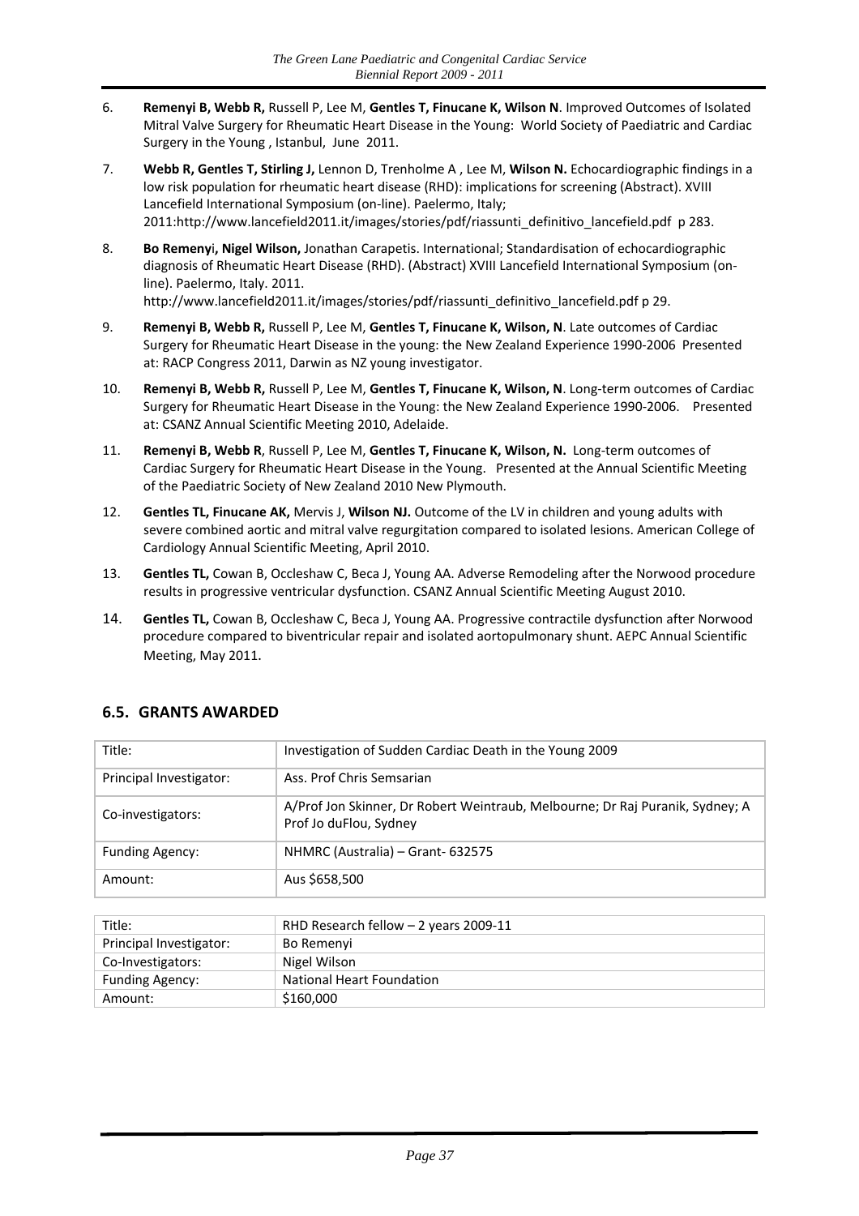6. **Remenyi B, Webb R,** Russell P, Lee M, **Gentles T, Finucane K, Wilson N**. Improved Outcomes of Isolated Mitral Valve Surgery for Rheumatic Heart Disease in the Young: World Society of Paediatric and Cardiac Surgery in the Young , Istanbul, June 2011.

7. **Webb R, Gentles T, Stirling J,** Lennon D, Trenholme A , Lee M, **Wilson N.** Echocardiographic findings in a low risk population for rheumatic heart disease (RHD): implications for screening (Abstract). XVIII Lancefield International Symposium (on-line). Paelermo, Italy; 2011:http://www.lancefield2011.it/images/stories/pdf/riassunti_definitivo_lancefield.pdf p 283.

8. **Bo Remenyi, Nigel Wilson,** Jonathan Carapetis. International; Standardisation of echocardiographic diagnosis of Rheumatic Heart Disease (RHD). (Abstract) XVIII Lancefield International Symposium (on-line). Paelermo, Italy. 2011. http://www.lancefield2011.it/images/stories/pdf/riassunti_definitivo_lancefield.pdf p 29.

9. **Remenyi B, Webb R,** Russell P, Lee M, **Gentles T, Finucane K, Wilson, N**. Late outcomes of Cardiac Surgery for Rheumatic Heart Disease in the young: the New Zealand Experience 1990-2006 Presented at: RACP Congress 2011, Darwin as NZ young investigator.

10. **Remenyi B, Webb R,** Russell P, Lee M, **Gentles T, Finucane K, Wilson, N**. Long-term outcomes of Cardiac Surgery for Rheumatic Heart Disease in the Young: the New Zealand Experience 1990-2006. Presented at: CSANZ Annual Scientific Meeting 2010, Adelaide.

11. **Remenyi B, Webb R**, Russell P, Lee M, **Gentles T, Finucane K, Wilson, N.** Long-term outcomes of Cardiac Surgery for Rheumatic Heart Disease in the Young. Presented at the Annual Scientific Meeting of the Paediatric Society of New Zealand 2010 New Plymouth.

12. **Gentles TL, Finucane AK,** Mervis J, **Wilson NJ.** Outcome of the LV in children and young adults with severe combined aortic and mitral valve regurgitation compared to isolated lesions. American College of Cardiology Annual Scientific Meeting, April 2010.

13. **Gentles TL,** Cowan B, Occleshaw C, Beca J, Young AA. Adverse Remodeling after the Norwood procedure results in progressive ventricular dysfunction. CSANZ Annual Scientific Meeting August 2010.

14. **Gentles TL,** Cowan B, Occleshaw C, Beca J, Young AA. Progressive contractile dysfunction after Norwood procedure compared to biventricular repair and isolated aortopulmonary shunt. AEPC Annual Scientific Meeting, May 2011.

## 6.5. GRANTS AWARDED

| Title: | Investigation of Sudden Cardiac Death in the Young 2009 |
|---|---|
| Principal Investigator: | Ass. Prof Chris Semsarian |
| Co-investigators: | A/Prof Jon Skinner, Dr Robert Weintraub, Melbourne; Dr Raj Puranik, Sydney; A Prof Jo duFlou, Sydney |
| Funding Agency: | NHMRC (Australia) – Grant- 632575 |
| Amount: | Aus $658,500 |

| Title: | RHD Research fellow – 2 years 2009-11 |
|---|---|
| Principal Investigator: | Bo Remenyi |
| Co-Investigators: | Nigel Wilson |
| Funding Agency: | National Heart Foundation |
| Amount: | $160,000 |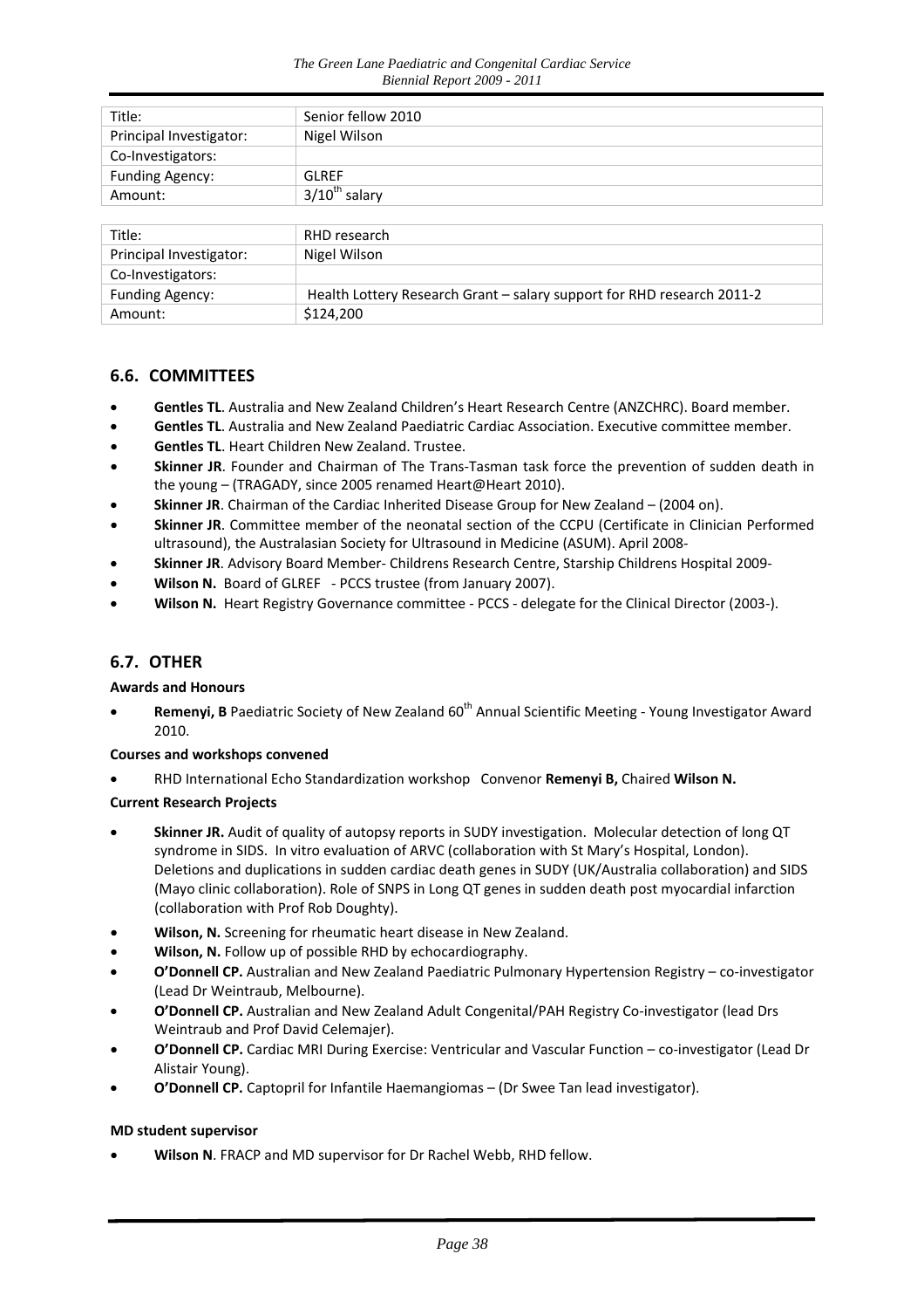| Title: | Senior fellow 2010 |
|---|---|
| Principal Investigator: | Nigel Wilson |
| Co-Investigators: | |
| Funding Agency: | GLREF |
| Amount: | 3/10$^{th}$ salary |

| Title: | RHD research |
|---|---|
| Principal Investigator: | Nigel Wilson |
| Co-Investigators: | |
| Funding Agency: | Health Lottery Research Grant – salary support for RHD research 2011-2 |
| Amount: | $124,200 |

## 6.6. COMMITTEES

- **Gentles TL**. Australia and New Zealand Children's Heart Research Centre (ANZCHRC). Board member.
- **Gentles TL**. Australia and New Zealand Paediatric Cardiac Association. Executive committee member.
- **Gentles TL**. Heart Children New Zealand. Trustee.
- **Skinner JR**. Founder and Chairman of The Trans-Tasman task force the prevention of sudden death in the young – (TRAGADY, since 2005 renamed Heart@Heart 2010).
- **Skinner JR**. Chairman of the Cardiac Inherited Disease Group for New Zealand – (2004 on).
- **Skinner JR**. Committee member of the neonatal section of the CCPU (Certificate in Clinician Performed ultrasound), the Australasian Society for Ultrasound in Medicine (ASUM). April 2008-
- **Skinner JR**. Advisory Board Member- Childrens Research Centre, Starship Childrens Hospital 2009-
- **Wilson N.** Board of GLREF - PCCS trustee (from January 2007).
- **Wilson N.** Heart Registry Governance committee - PCCS - delegate for the Clinical Director (2003-).

## 6.7. OTHER

**Awards and Honours**

- **Remenyi, B** Paediatric Society of New Zealand 60$^{th}$ Annual Scientific Meeting - Young Investigator Award 2010.

**Courses and workshops convened**

- RHD International Echo Standardization workshop Convenor **Remenyi B,** Chaired **Wilson N.**

**Current Research Projects**

- **Skinner JR.** Audit of quality of autopsy reports in SUDY investigation. Molecular detection of long QT syndrome in SIDS. In vitro evaluation of ARVC (collaboration with St Mary's Hospital, London). Deletions and duplications in sudden cardiac death genes in SUDY (UK/Australia collaboration) and SIDS (Mayo clinic collaboration). Role of SNPS in Long QT genes in sudden death post myocardial infarction (collaboration with Prof Rob Doughty).
- **Wilson, N.** Screening for rheumatic heart disease in New Zealand.
- **Wilson, N.** Follow up of possible RHD by echocardiography.
- **O'Donnell CP.** Australian and New Zealand Paediatric Pulmonary Hypertension Registry – co-investigator (Lead Dr Weintraub, Melbourne).
- **O'Donnell CP.** Australian and New Zealand Adult Congenital/PAH Registry Co-investigator (lead Drs Weintraub and Prof David Celemajer).
- **O'Donnell CP.** Cardiac MRI During Exercise: Ventricular and Vascular Function – co-investigator (Lead Dr Alistair Young).
- **O'Donnell CP.** Captopril for Infantile Haemangiomas – (Dr Swee Tan lead investigator).

**MD student supervisor**

- **Wilson N**. FRACP and MD supervisor for Dr Rachel Webb, RHD fellow.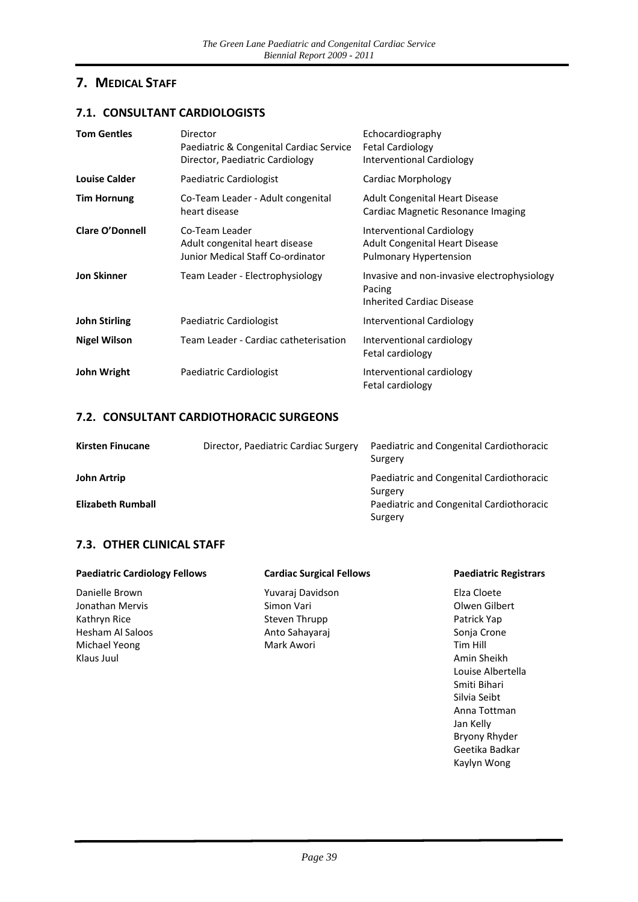# 7. Medical Staff

## 7.1. Consultant Cardiologists

| | | |
|---|---|---|
| **Tom Gentles** | Director<br>Paediatric & Congenital Cardiac Service<br>Director, Paediatric Cardiology | Echocardiography<br>Fetal Cardiology<br>Interventional Cardiology |
| **Louise Calder** | Paediatric Cardiologist | Cardiac Morphology |
| **Tim Hornung** | Co-Team Leader - Adult congenital heart disease | Adult Congenital Heart Disease<br>Cardiac Magnetic Resonance Imaging |
| **Clare O'Donnell** | Co-Team Leader<br>Adult congenital heart disease<br>Junior Medical Staff Co-ordinator | Interventional Cardiology<br>Adult Congenital Heart Disease<br>Pulmonary Hypertension |
| **Jon Skinner** | Team Leader - Electrophysiology | Invasive and non-invasive electrophysiology<br>Pacing<br>Inherited Cardiac Disease |
| **John Stirling** | Paediatric Cardiologist | Interventional Cardiology |
| **Nigel Wilson** | Team Leader - Cardiac catheterisation | Interventional cardiology<br>Fetal cardiology |
| **John Wright** | Paediatric Cardiologist | Interventional cardiology<br>Fetal cardiology |

## 7.2. Consultant Cardiothoracic Surgeons

| | | |
|---|---|---|
| **Kirsten Finucane** | Director, Paediatric Cardiac Surgery | Paediatric and Congenital Cardiothoracic Surgery |
| **John Artrip** | | Paediatric and Congenital Cardiothoracic Surgery |
| **Elizabeth Rumball** | | Paediatric and Congenital Cardiothoracic Surgery |

## 7.3. Other Clinical Staff

**Paediatric Cardiology Fellows**

Danielle Brown
Jonathan Mervis
Kathryn Rice
Hesham Al Saloos
Michael Yeong
Klaus Juul

**Cardiac Surgical Fellows**

Yuvaraj Davidson
Simon Vari
Steven Thrupp
Anto Sahayaraj
Mark Awori

**Paediatric Registrars**

Elza Cloete
Olwen Gilbert
Patrick Yap
Sonja Crone
Tim Hill
Amin Sheikh
Louise Albertella
Smiti Bihari
Silvia Seibt
Anna Tottman
Jan Kelly
Bryony Rhyder
Geetika Badkar
Kaylyn Wong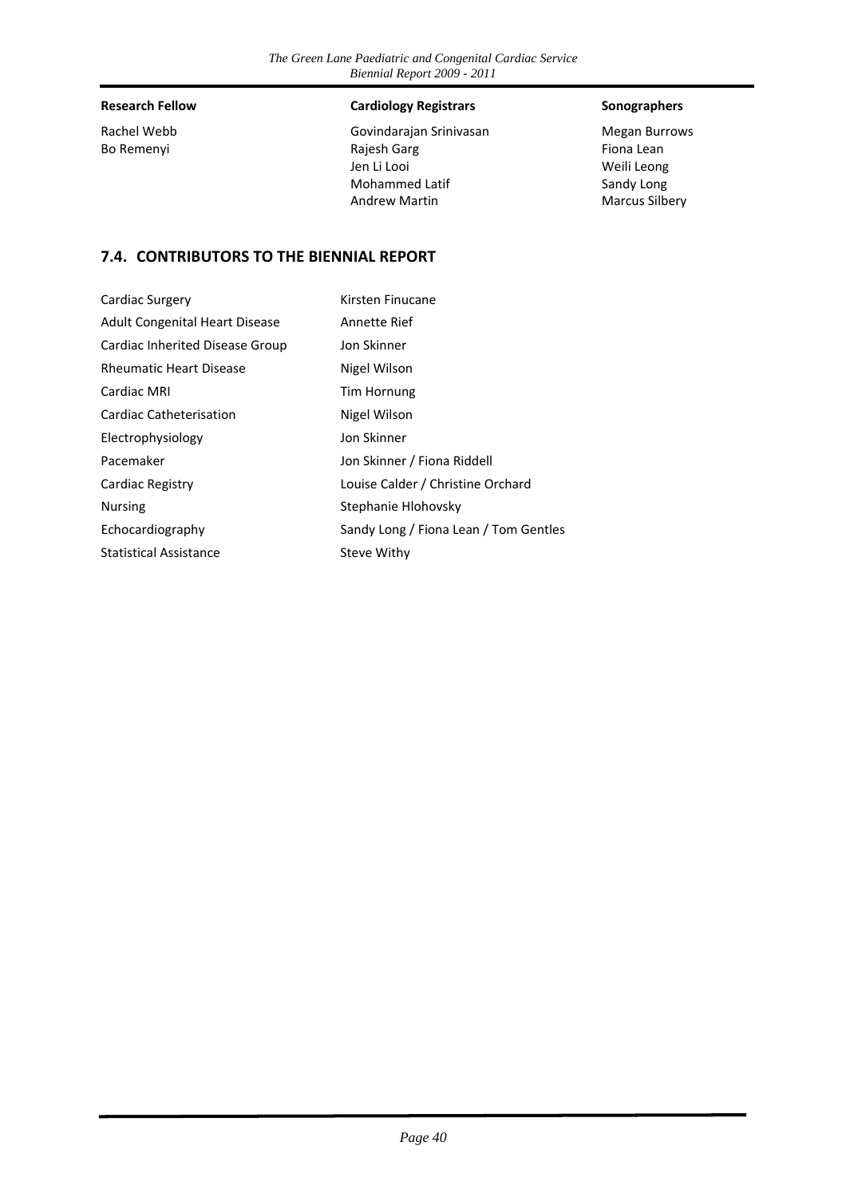| Research Fellow | Cardiology Registrars | Sonographers |
|---|---|---|
| Rachel Webb | Govindarajan Srinivasan | Megan Burrows |
| Bo Remenyi | Rajesh Garg | Fiona Lean |
| | Jen Li Looi | Weili Leong |
| | Mohammed Latif | Sandy Long |
| | Andrew Martin | Marcus Silbery |

## 7.4. CONTRIBUTORS TO THE BIENNIAL REPORT

| | |
|---|---|
| Cardiac Surgery | Kirsten Finucane |
| Adult Congenital Heart Disease | Annette Rief |
| Cardiac Inherited Disease Group | Jon Skinner |
| Rheumatic Heart Disease | Nigel Wilson |
| Cardiac MRI | Tim Hornung |
| Cardiac Catheterisation | Nigel Wilson |
| Electrophysiology | Jon Skinner |
| Pacemaker | Jon Skinner / Fiona Riddell |
| Cardiac Registry | Louise Calder / Christine Orchard |
| Nursing | Stephanie Hlohovsky |
| Echocardiography | Sandy Long / Fiona Lean / Tom Gentles |
| Statistical Assistance | Steve Withy |